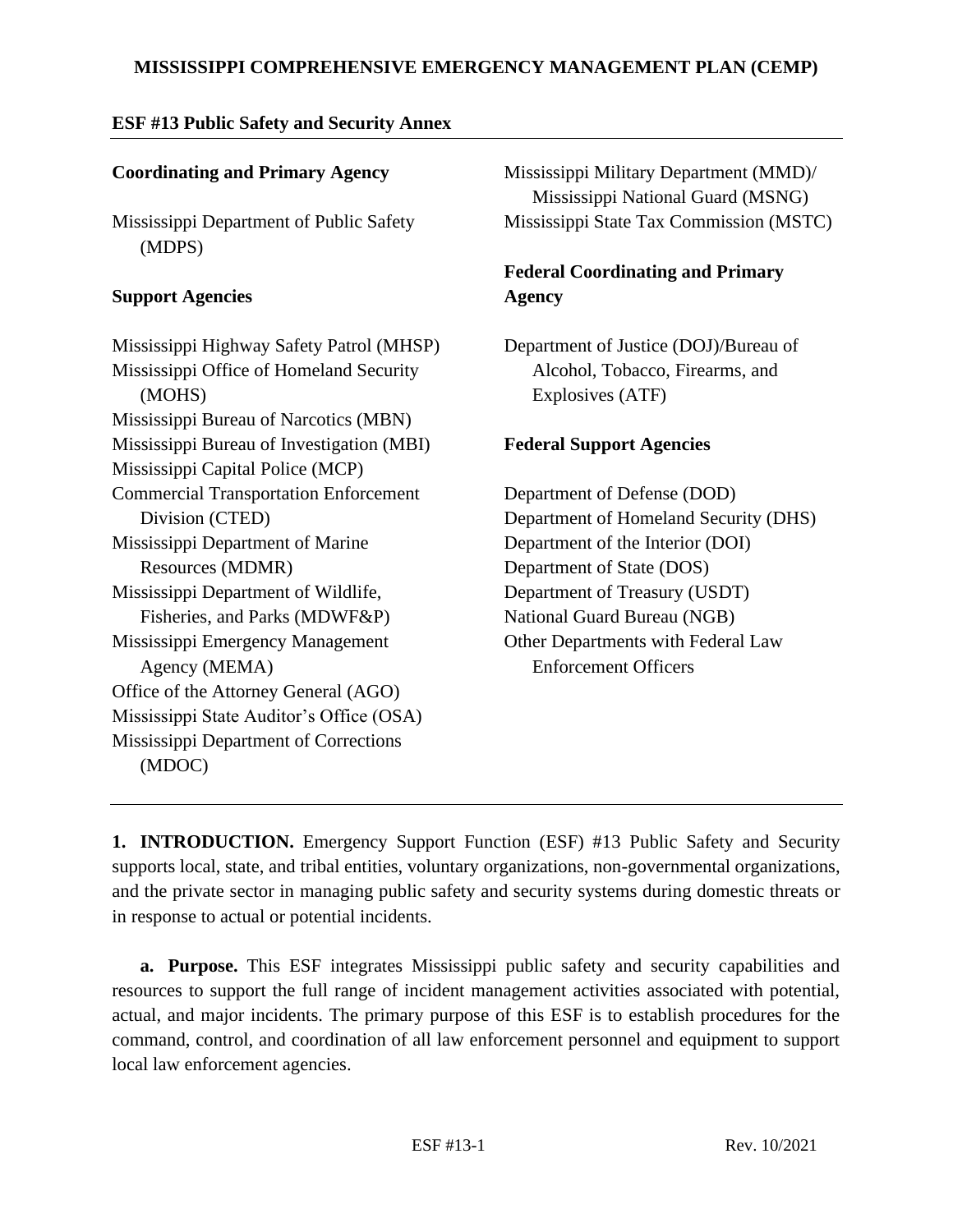# MISSISSIPPI COMPREHENSIVE EMERGENCY MANAGEMENT PLAN (CEMP)

## ESF #13 Public Safety and Security Annex

**Coordinating and Primary Agency**

Mississippi Department of Public Safety (MDPS)

**Support Agencies**

Mississippi Highway Safety Patrol (MHSP)
Mississippi Office of Homeland Security (MOHS)
Mississippi Bureau of Narcotics (MBN)
Mississippi Bureau of Investigation (MBI)
Mississippi Capital Police (MCP)
Commercial Transportation Enforcement Division (CTED)
Mississippi Department of Marine Resources (MDMR)
Mississippi Department of Wildlife, Fisheries, and Parks (MDWF&P)
Mississippi Emergency Management Agency (MEMA)
Office of the Attorney General (AGO)
Mississippi State Auditor's Office (OSA)
Mississippi Department of Corrections (MDOC)
Mississippi Military Department (MMD)/ Mississippi National Guard (MSNG)
Mississippi State Tax Commission (MSTC)

**Federal Coordinating and Primary Agency**

Department of Justice (DOJ)/Bureau of Alcohol, Tobacco, Firearms, and Explosives (ATF)

**Federal Support Agencies**

Department of Defense (DOD)
Department of Homeland Security (DHS)
Department of the Interior (DOI)
Department of State (DOS)
Department of Treasury (USDT)
National Guard Bureau (NGB)
Other Departments with Federal Law Enforcement Officers

**1. INTRODUCTION.** Emergency Support Function (ESF) #13 Public Safety and Security supports local, state, and tribal entities, voluntary organizations, non-governmental organizations, and the private sector in managing public safety and security systems during domestic threats or in response to actual or potential incidents.

**a. Purpose.** This ESF integrates Mississippi public safety and security capabilities and resources to support the full range of incident management activities associated with potential, actual, and major incidents. The primary purpose of this ESF is to establish procedures for the command, control, and coordination of all law enforcement personnel and equipment to support local law enforcement agencies.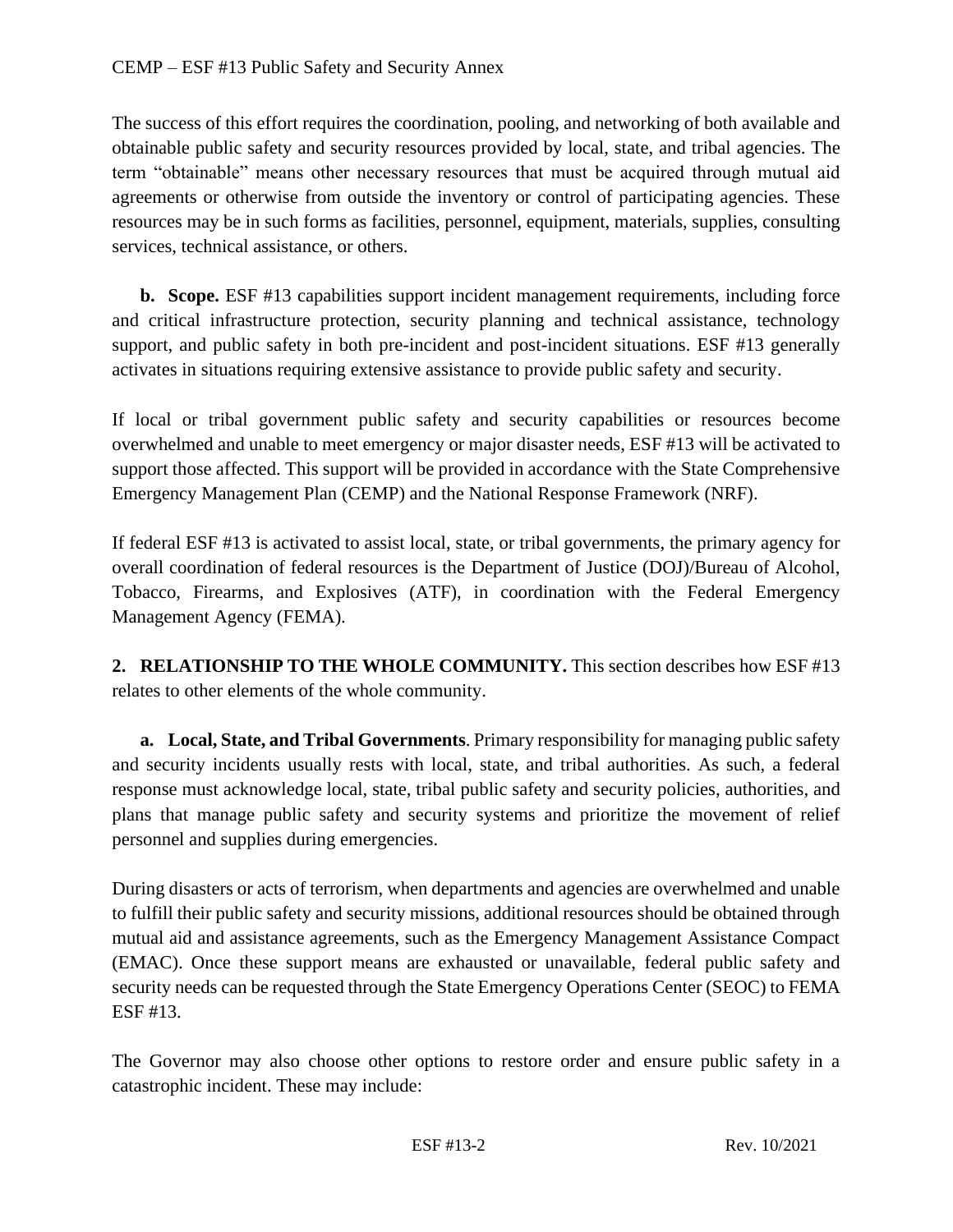The success of this effort requires the coordination, pooling, and networking of both available and obtainable public safety and security resources provided by local, state, and tribal agencies. The term "obtainable" means other necessary resources that must be acquired through mutual aid agreements or otherwise from outside the inventory or control of participating agencies. These resources may be in such forms as facilities, personnel, equipment, materials, supplies, consulting services, technical assistance, or others.

**b. Scope.** ESF #13 capabilities support incident management requirements, including force and critical infrastructure protection, security planning and technical assistance, technology support, and public safety in both pre-incident and post-incident situations. ESF #13 generally activates in situations requiring extensive assistance to provide public safety and security.

If local or tribal government public safety and security capabilities or resources become overwhelmed and unable to meet emergency or major disaster needs, ESF #13 will be activated to support those affected. This support will be provided in accordance with the State Comprehensive Emergency Management Plan (CEMP) and the National Response Framework (NRF).

If federal ESF #13 is activated to assist local, state, or tribal governments, the primary agency for overall coordination of federal resources is the Department of Justice (DOJ)/Bureau of Alcohol, Tobacco, Firearms, and Explosives (ATF), in coordination with the Federal Emergency Management Agency (FEMA).

## 2. RELATIONSHIP TO THE WHOLE COMMUNITY.

This section describes how ESF #13 relates to other elements of the whole community.

**a. Local, State, and Tribal Governments**. Primary responsibility for managing public safety and security incidents usually rests with local, state, and tribal authorities. As such, a federal response must acknowledge local, state, tribal public safety and security policies, authorities, and plans that manage public safety and security systems and prioritize the movement of relief personnel and supplies during emergencies.

During disasters or acts of terrorism, when departments and agencies are overwhelmed and unable to fulfill their public safety and security missions, additional resources should be obtained through mutual aid and assistance agreements, such as the Emergency Management Assistance Compact (EMAC). Once these support means are exhausted or unavailable, federal public safety and security needs can be requested through the State Emergency Operations Center (SEOC) to FEMA ESF #13.

The Governor may also choose other options to restore order and ensure public safety in a catastrophic incident. These may include: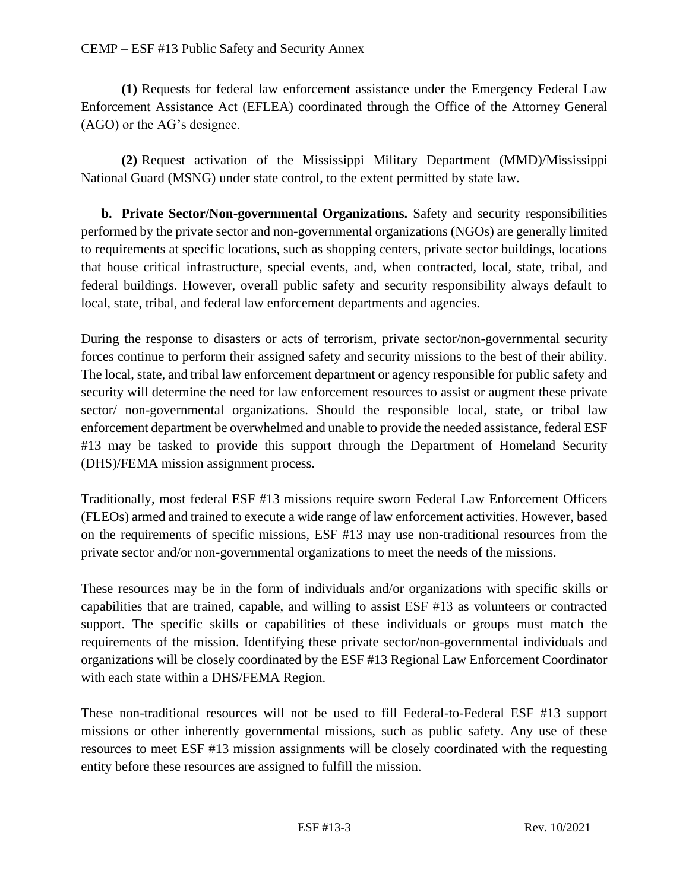**(1)** Requests for federal law enforcement assistance under the Emergency Federal Law Enforcement Assistance Act (EFLEA) coordinated through the Office of the Attorney General (AGO) or the AG's designee.

**(2)** Request activation of the Mississippi Military Department (MMD)/Mississippi National Guard (MSNG) under state control, to the extent permitted by state law.

**b. Private Sector/Non-governmental Organizations.** Safety and security responsibilities performed by the private sector and non-governmental organizations (NGOs) are generally limited to requirements at specific locations, such as shopping centers, private sector buildings, locations that house critical infrastructure, special events, and, when contracted, local, state, tribal, and federal buildings. However, overall public safety and security responsibility always default to local, state, tribal, and federal law enforcement departments and agencies.

During the response to disasters or acts of terrorism, private sector/non-governmental security forces continue to perform their assigned safety and security missions to the best of their ability. The local, state, and tribal law enforcement department or agency responsible for public safety and security will determine the need for law enforcement resources to assist or augment these private sector/ non-governmental organizations. Should the responsible local, state, or tribal law enforcement department be overwhelmed and unable to provide the needed assistance, federal ESF #13 may be tasked to provide this support through the Department of Homeland Security (DHS)/FEMA mission assignment process.

Traditionally, most federal ESF #13 missions require sworn Federal Law Enforcement Officers (FLEOs) armed and trained to execute a wide range of law enforcement activities. However, based on the requirements of specific missions, ESF #13 may use non-traditional resources from the private sector and/or non-governmental organizations to meet the needs of the missions.

These resources may be in the form of individuals and/or organizations with specific skills or capabilities that are trained, capable, and willing to assist ESF #13 as volunteers or contracted support. The specific skills or capabilities of these individuals or groups must match the requirements of the mission. Identifying these private sector/non-governmental individuals and organizations will be closely coordinated by the ESF #13 Regional Law Enforcement Coordinator with each state within a DHS/FEMA Region.

These non-traditional resources will not be used to fill Federal-to-Federal ESF #13 support missions or other inherently governmental missions, such as public safety. Any use of these resources to meet ESF #13 mission assignments will be closely coordinated with the requesting entity before these resources are assigned to fulfill the mission.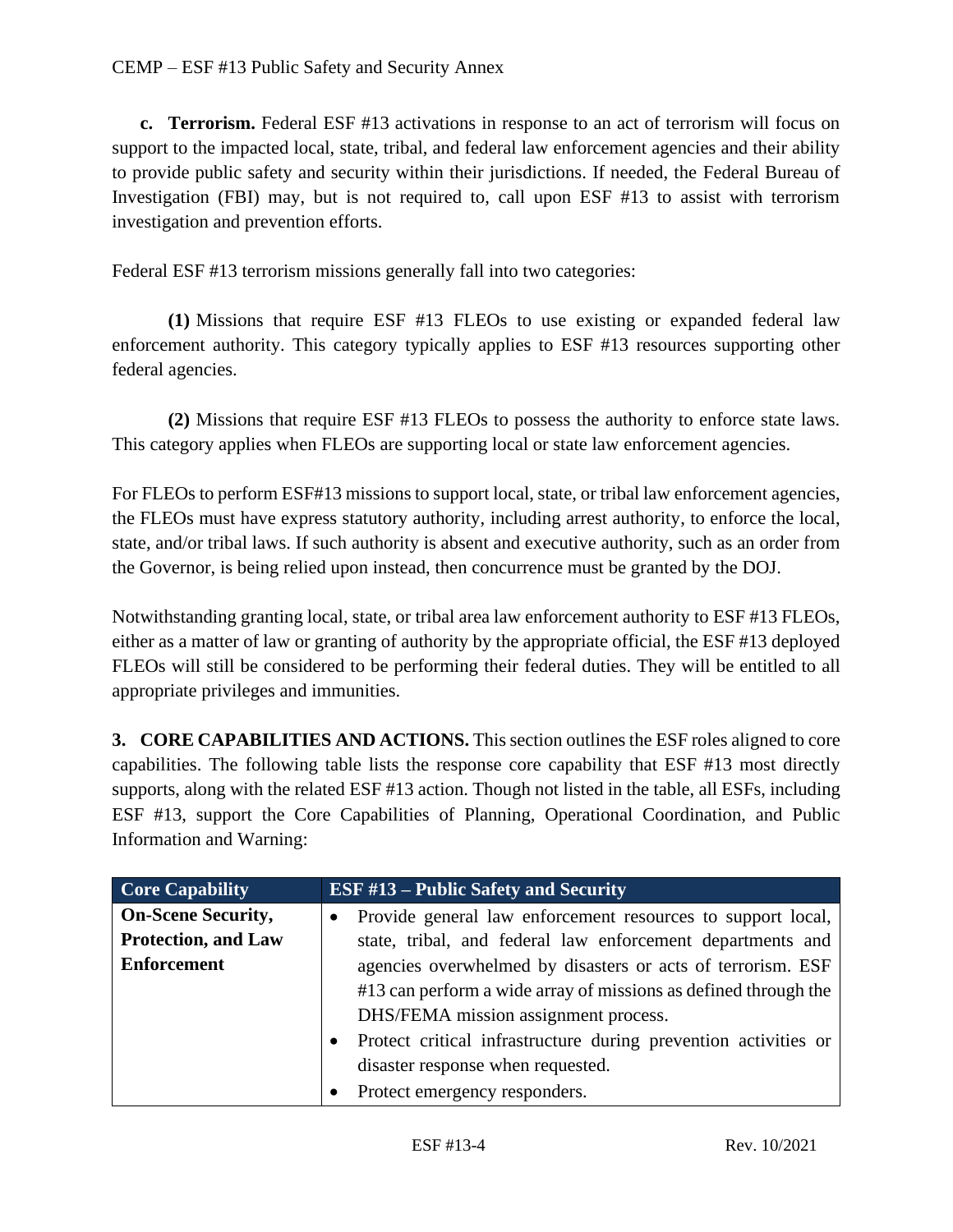**c. Terrorism.** Federal ESF #13 activations in response to an act of terrorism will focus on support to the impacted local, state, tribal, and federal law enforcement agencies and their ability to provide public safety and security within their jurisdictions. If needed, the Federal Bureau of Investigation (FBI) may, but is not required to, call upon ESF #13 to assist with terrorism investigation and prevention efforts.

Federal ESF #13 terrorism missions generally fall into two categories:

**(1)** Missions that require ESF #13 FLEOs to use existing or expanded federal law enforcement authority. This category typically applies to ESF #13 resources supporting other federal agencies.

**(2)** Missions that require ESF #13 FLEOs to possess the authority to enforce state laws. This category applies when FLEOs are supporting local or state law enforcement agencies.

For FLEOs to perform ESF#13 missions to support local, state, or tribal law enforcement agencies, the FLEOs must have express statutory authority, including arrest authority, to enforce the local, state, and/or tribal laws. If such authority is absent and executive authority, such as an order from the Governor, is being relied upon instead, then concurrence must be granted by the DOJ.

Notwithstanding granting local, state, or tribal area law enforcement authority to ESF #13 FLEOs, either as a matter of law or granting of authority by the appropriate official, the ESF #13 deployed FLEOs will still be considered to be performing their federal duties. They will be entitled to all appropriate privileges and immunities.

**3. CORE CAPABILITIES AND ACTIONS.** This section outlines the ESF roles aligned to core capabilities. The following table lists the response core capability that ESF #13 most directly supports, along with the related ESF #13 action. Though not listed in the table, all ESFs, including ESF #13, support the Core Capabilities of Planning, Operational Coordination, and Public Information and Warning:

| Core Capability | ESF #13 – Public Safety and Security |
| --- | --- |
| **On-Scene Security, Protection, and Law Enforcement** | • Provide general law enforcement resources to support local, state, tribal, and federal law enforcement departments and agencies overwhelmed by disasters or acts of terrorism. ESF #13 can perform a wide array of missions as defined through the DHS/FEMA mission assignment process.<br>• Protect critical infrastructure during prevention activities or disaster response when requested.<br>• Protect emergency responders. |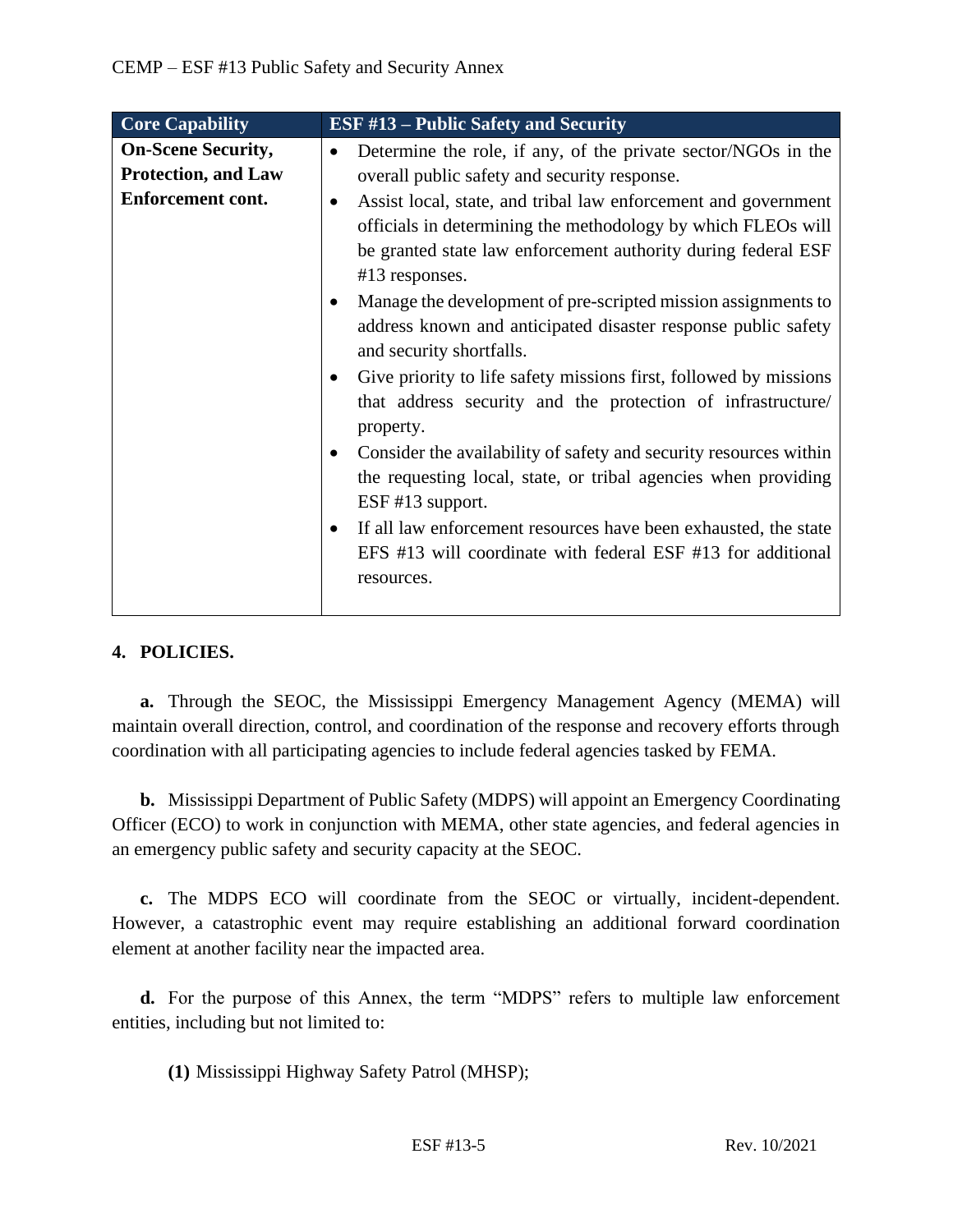| Core Capability | ESF #13 – Public Safety and Security |
|---|---|
| **On-Scene Security, Protection, and Law Enforcement cont.** | • Determine the role, if any, of the private sector/NGOs in the overall public safety and security response.<br>• Assist local, state, and tribal law enforcement and government officials in determining the methodology by which FLEOs will be granted state law enforcement authority during federal ESF #13 responses.<br>• Manage the development of pre-scripted mission assignments to address known and anticipated disaster response public safety and security shortfalls.<br>• Give priority to life safety missions first, followed by missions that address security and the protection of infrastructure/ property.<br>• Consider the availability of safety and security resources within the requesting local, state, or tribal agencies when providing ESF #13 support.<br>• If all law enforcement resources have been exhausted, the state EFS #13 will coordinate with federal ESF #13 for additional resources. |

## 4. POLICIES.

**a.** Through the SEOC, the Mississippi Emergency Management Agency (MEMA) will maintain overall direction, control, and coordination of the response and recovery efforts through coordination with all participating agencies to include federal agencies tasked by FEMA.

**b.** Mississippi Department of Public Safety (MDPS) will appoint an Emergency Coordinating Officer (ECO) to work in conjunction with MEMA, other state agencies, and federal agencies in an emergency public safety and security capacity at the SEOC.

**c.** The MDPS ECO will coordinate from the SEOC or virtually, incident-dependent. However, a catastrophic event may require establishing an additional forward coordination element at another facility near the impacted area.

**d.** For the purpose of this Annex, the term "MDPS" refers to multiple law enforcement entities, including but not limited to:

**(1)** Mississippi Highway Safety Patrol (MHSP);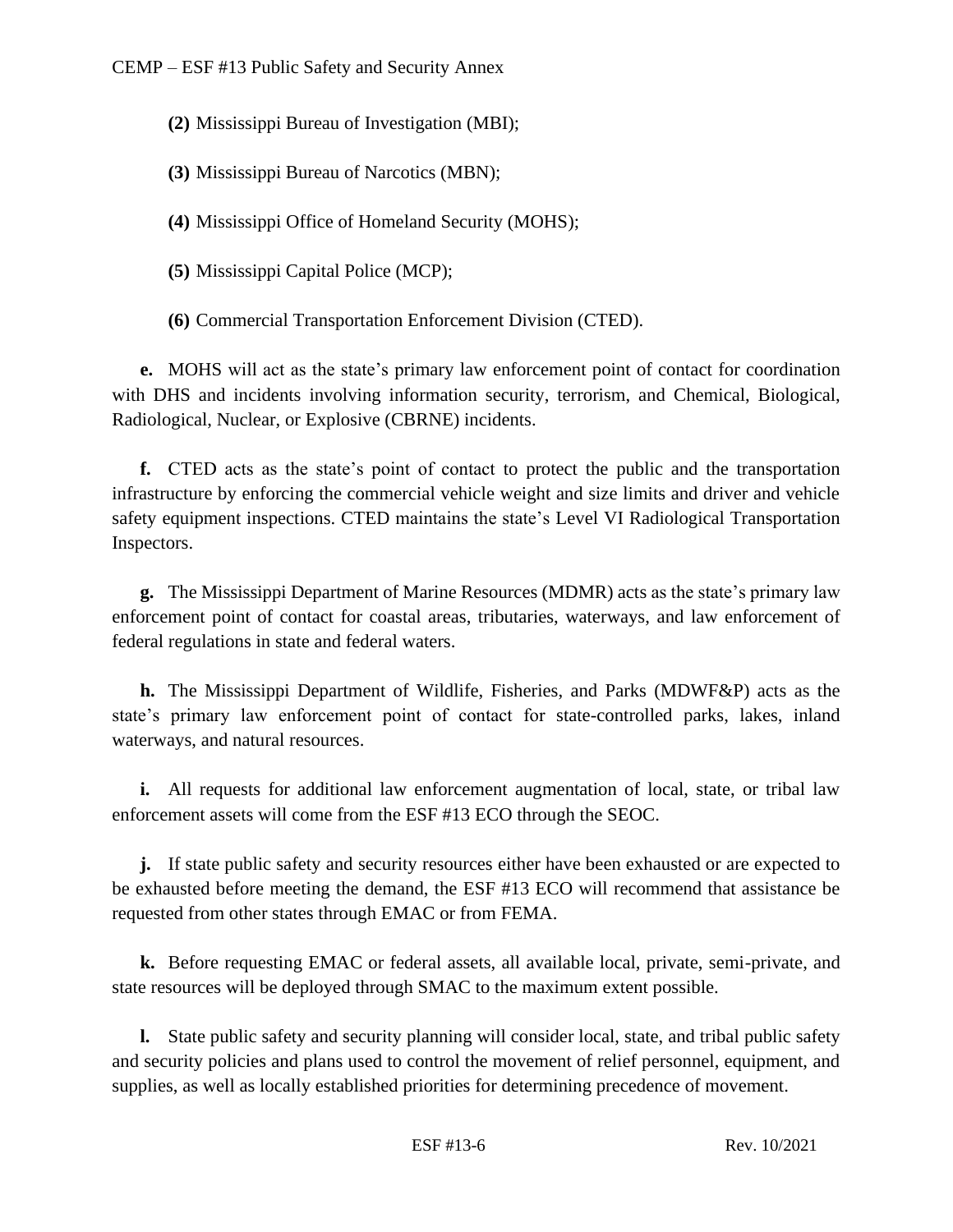**(2)** Mississippi Bureau of Investigation (MBI);

**(3)** Mississippi Bureau of Narcotics (MBN);

**(4)** Mississippi Office of Homeland Security (MOHS);

**(5)** Mississippi Capital Police (MCP);

**(6)** Commercial Transportation Enforcement Division (CTED).

**e.** MOHS will act as the state's primary law enforcement point of contact for coordination with DHS and incidents involving information security, terrorism, and Chemical, Biological, Radiological, Nuclear, or Explosive (CBRNE) incidents.

**f.** CTED acts as the state's point of contact to protect the public and the transportation infrastructure by enforcing the commercial vehicle weight and size limits and driver and vehicle safety equipment inspections. CTED maintains the state's Level VI Radiological Transportation Inspectors.

**g.** The Mississippi Department of Marine Resources (MDMR) acts as the state's primary law enforcement point of contact for coastal areas, tributaries, waterways, and law enforcement of federal regulations in state and federal waters.

**h.** The Mississippi Department of Wildlife, Fisheries, and Parks (MDWF&P) acts as the state's primary law enforcement point of contact for state-controlled parks, lakes, inland waterways, and natural resources.

**i.** All requests for additional law enforcement augmentation of local, state, or tribal law enforcement assets will come from the ESF #13 ECO through the SEOC.

**j.** If state public safety and security resources either have been exhausted or are expected to be exhausted before meeting the demand, the ESF #13 ECO will recommend that assistance be requested from other states through EMAC or from FEMA.

**k.** Before requesting EMAC or federal assets, all available local, private, semi-private, and state resources will be deployed through SMAC to the maximum extent possible.

**l.** State public safety and security planning will consider local, state, and tribal public safety and security policies and plans used to control the movement of relief personnel, equipment, and supplies, as well as locally established priorities for determining precedence of movement.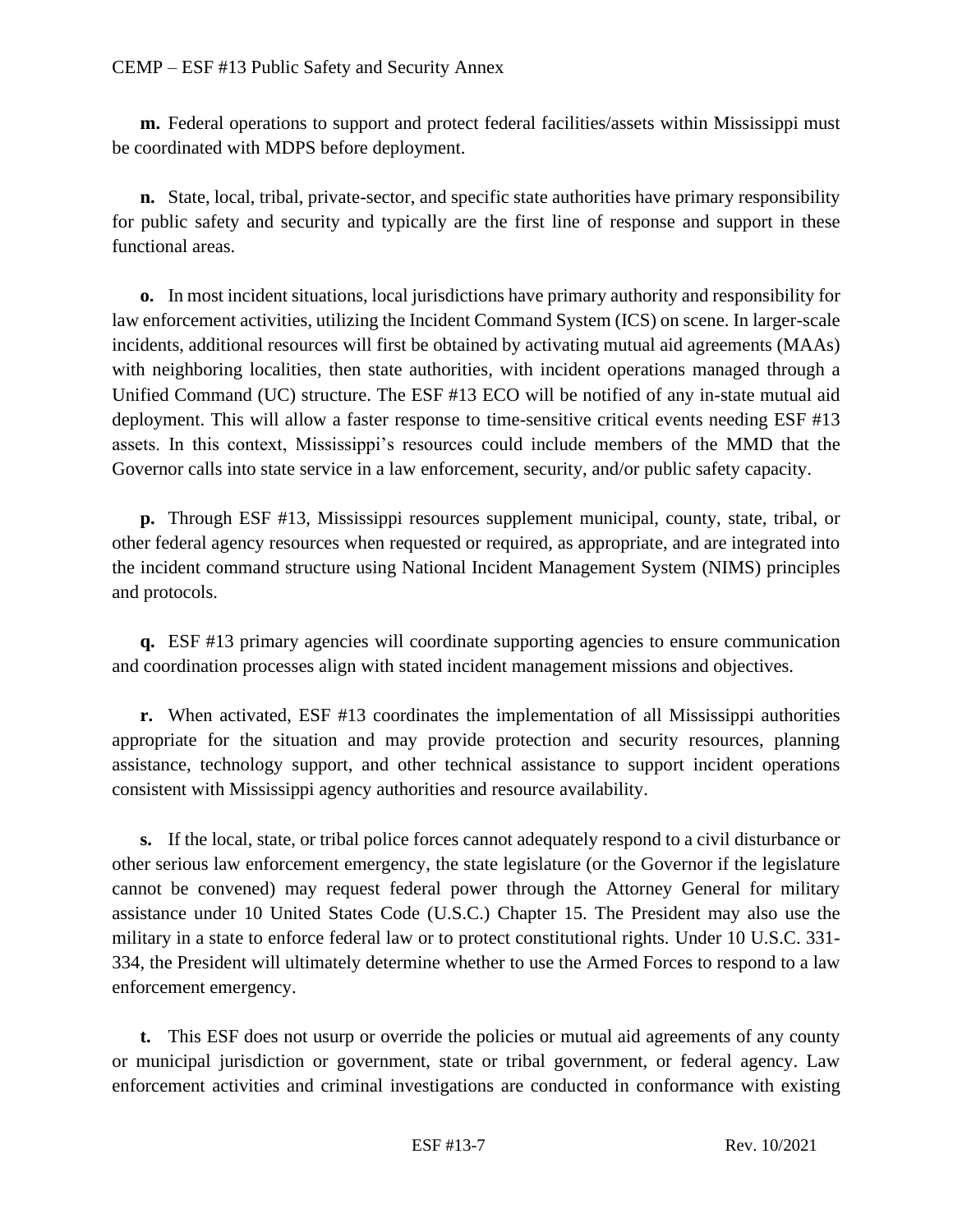**m.** Federal operations to support and protect federal facilities/assets within Mississippi must be coordinated with MDPS before deployment.

**n.** State, local, tribal, private-sector, and specific state authorities have primary responsibility for public safety and security and typically are the first line of response and support in these functional areas.

**o.** In most incident situations, local jurisdictions have primary authority and responsibility for law enforcement activities, utilizing the Incident Command System (ICS) on scene. In larger-scale incidents, additional resources will first be obtained by activating mutual aid agreements (MAAs) with neighboring localities, then state authorities, with incident operations managed through a Unified Command (UC) structure. The ESF #13 ECO will be notified of any in-state mutual aid deployment. This will allow a faster response to time-sensitive critical events needing ESF #13 assets. In this context, Mississippi's resources could include members of the MMD that the Governor calls into state service in a law enforcement, security, and/or public safety capacity.

**p.** Through ESF #13, Mississippi resources supplement municipal, county, state, tribal, or other federal agency resources when requested or required, as appropriate, and are integrated into the incident command structure using National Incident Management System (NIMS) principles and protocols.

**q.** ESF #13 primary agencies will coordinate supporting agencies to ensure communication and coordination processes align with stated incident management missions and objectives.

**r.** When activated, ESF #13 coordinates the implementation of all Mississippi authorities appropriate for the situation and may provide protection and security resources, planning assistance, technology support, and other technical assistance to support incident operations consistent with Mississippi agency authorities and resource availability.

**s.** If the local, state, or tribal police forces cannot adequately respond to a civil disturbance or other serious law enforcement emergency, the state legislature (or the Governor if the legislature cannot be convened) may request federal power through the Attorney General for military assistance under 10 United States Code (U.S.C.) Chapter 15. The President may also use the military in a state to enforce federal law or to protect constitutional rights. Under 10 U.S.C. 331-334, the President will ultimately determine whether to use the Armed Forces to respond to a law enforcement emergency.

**t.** This ESF does not usurp or override the policies or mutual aid agreements of any county or municipal jurisdiction or government, state or tribal government, or federal agency. Law enforcement activities and criminal investigations are conducted in conformance with existing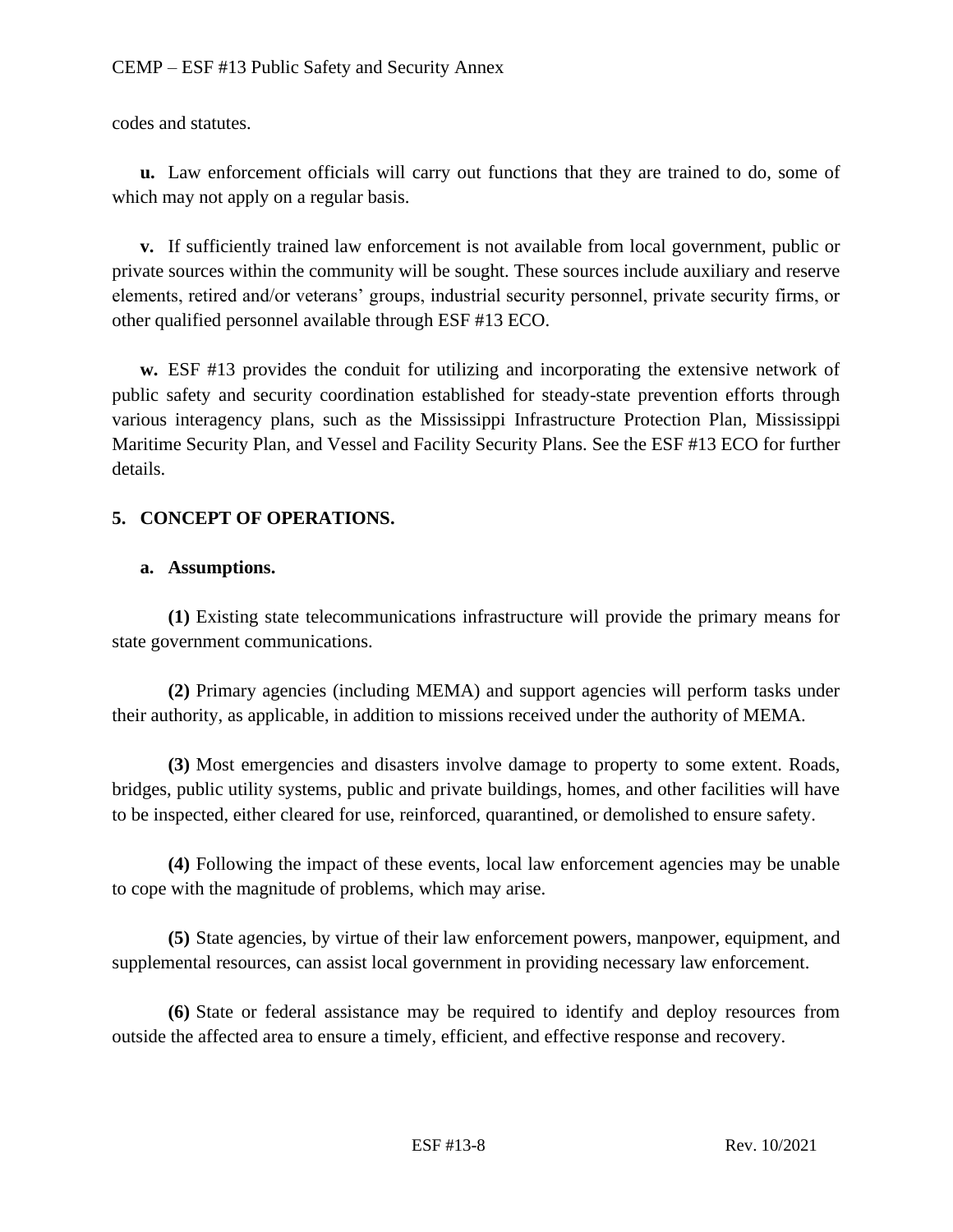codes and statutes.

**u.** Law enforcement officials will carry out functions that they are trained to do, some of which may not apply on a regular basis.

**v.** If sufficiently trained law enforcement is not available from local government, public or private sources within the community will be sought. These sources include auxiliary and reserve elements, retired and/or veterans' groups, industrial security personnel, private security firms, or other qualified personnel available through ESF #13 ECO.

**w.** ESF #13 provides the conduit for utilizing and incorporating the extensive network of public safety and security coordination established for steady-state prevention efforts through various interagency plans, such as the Mississippi Infrastructure Protection Plan, Mississippi Maritime Security Plan, and Vessel and Facility Security Plans. See the ESF #13 ECO for further details.

## 5. CONCEPT OF OPERATIONS.

### a. Assumptions.

**(1)** Existing state telecommunications infrastructure will provide the primary means for state government communications.

**(2)** Primary agencies (including MEMA) and support agencies will perform tasks under their authority, as applicable, in addition to missions received under the authority of MEMA.

**(3)** Most emergencies and disasters involve damage to property to some extent. Roads, bridges, public utility systems, public and private buildings, homes, and other facilities will have to be inspected, either cleared for use, reinforced, quarantined, or demolished to ensure safety.

**(4)** Following the impact of these events, local law enforcement agencies may be unable to cope with the magnitude of problems, which may arise.

**(5)** State agencies, by virtue of their law enforcement powers, manpower, equipment, and supplemental resources, can assist local government in providing necessary law enforcement.

**(6)** State or federal assistance may be required to identify and deploy resources from outside the affected area to ensure a timely, efficient, and effective response and recovery.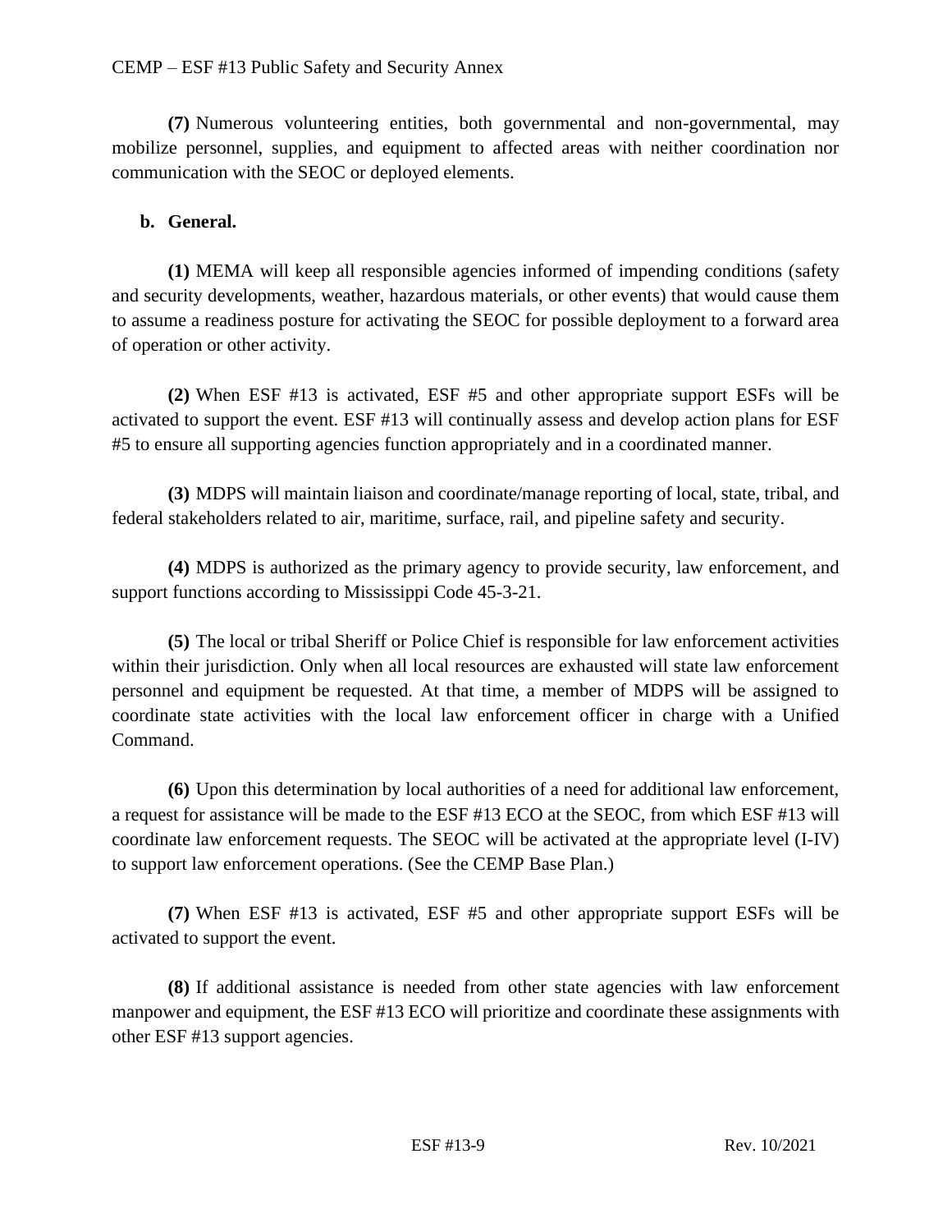**(7)** Numerous volunteering entities, both governmental and non-governmental, may mobilize personnel, supplies, and equipment to affected areas with neither coordination nor communication with the SEOC or deployed elements.

**b. General.**

**(1)** MEMA will keep all responsible agencies informed of impending conditions (safety and security developments, weather, hazardous materials, or other events) that would cause them to assume a readiness posture for activating the SEOC for possible deployment to a forward area of operation or other activity.

**(2)** When ESF #13 is activated, ESF #5 and other appropriate support ESFs will be activated to support the event. ESF #13 will continually assess and develop action plans for ESF #5 to ensure all supporting agencies function appropriately and in a coordinated manner.

**(3)** MDPS will maintain liaison and coordinate/manage reporting of local, state, tribal, and federal stakeholders related to air, maritime, surface, rail, and pipeline safety and security.

**(4)** MDPS is authorized as the primary agency to provide security, law enforcement, and support functions according to Mississippi Code 45-3-21.

**(5)** The local or tribal Sheriff or Police Chief is responsible for law enforcement activities within their jurisdiction. Only when all local resources are exhausted will state law enforcement personnel and equipment be requested. At that time, a member of MDPS will be assigned to coordinate state activities with the local law enforcement officer in charge with a Unified Command.

**(6)** Upon this determination by local authorities of a need for additional law enforcement, a request for assistance will be made to the ESF #13 ECO at the SEOC, from which ESF #13 will coordinate law enforcement requests. The SEOC will be activated at the appropriate level (I-IV) to support law enforcement operations. (See the CEMP Base Plan.)

**(7)** When ESF #13 is activated, ESF #5 and other appropriate support ESFs will be activated to support the event.

**(8)** If additional assistance is needed from other state agencies with law enforcement manpower and equipment, the ESF #13 ECO will prioritize and coordinate these assignments with other ESF #13 support agencies.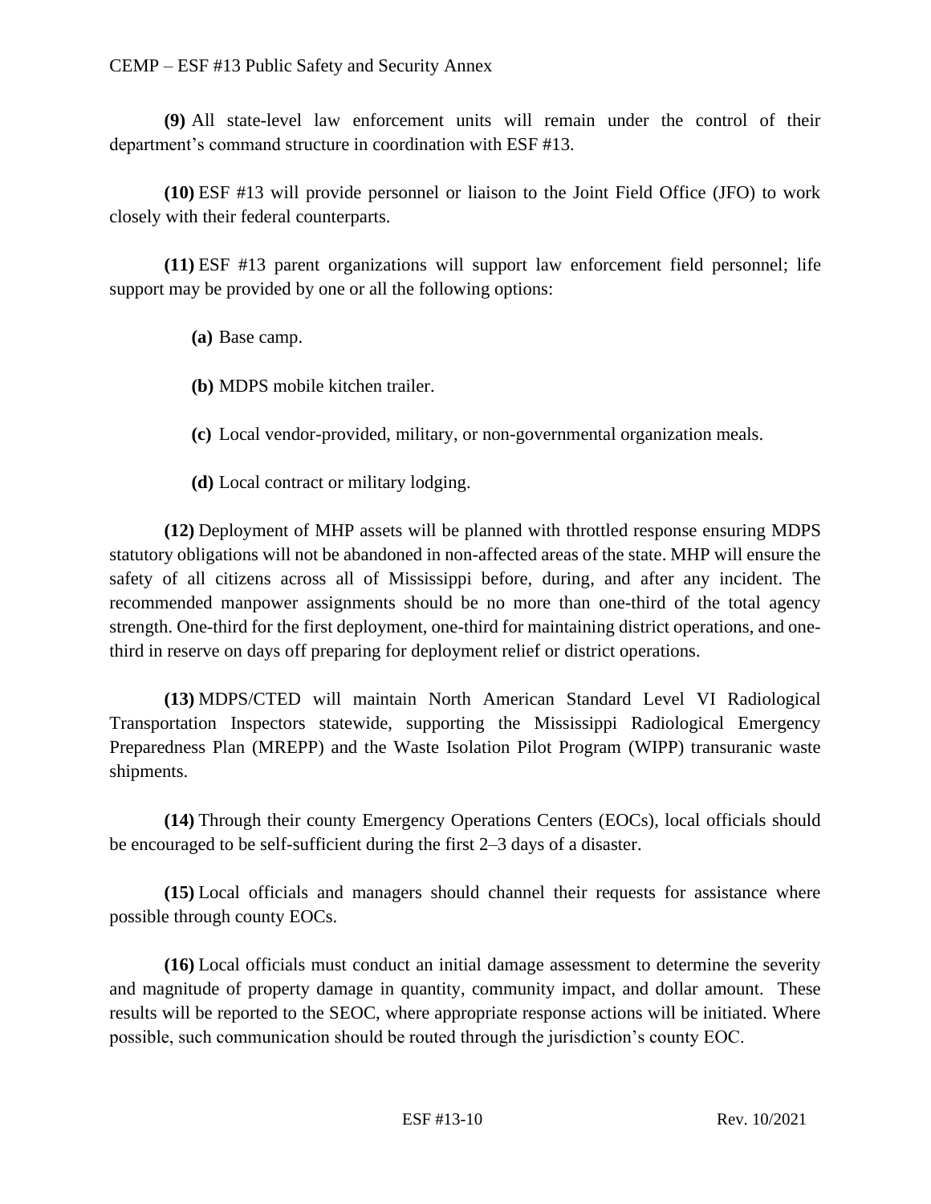**(9)** All state-level law enforcement units will remain under the control of their department's command structure in coordination with ESF #13.

**(10)** ESF #13 will provide personnel or liaison to the Joint Field Office (JFO) to work closely with their federal counterparts.

**(11)** ESF #13 parent organizations will support law enforcement field personnel; life support may be provided by one or all the following options:

**(a)** Base camp.

**(b)** MDPS mobile kitchen trailer.

**(c)** Local vendor-provided, military, or non-governmental organization meals.

**(d)** Local contract or military lodging.

**(12)** Deployment of MHP assets will be planned with throttled response ensuring MDPS statutory obligations will not be abandoned in non-affected areas of the state. MHP will ensure the safety of all citizens across all of Mississippi before, during, and after any incident. The recommended manpower assignments should be no more than one-third of the total agency strength. One-third for the first deployment, one-third for maintaining district operations, and one-third in reserve on days off preparing for deployment relief or district operations.

**(13)** MDPS/CTED will maintain North American Standard Level VI Radiological Transportation Inspectors statewide, supporting the Mississippi Radiological Emergency Preparedness Plan (MREPP) and the Waste Isolation Pilot Program (WIPP) transuranic waste shipments.

**(14)** Through their county Emergency Operations Centers (EOCs), local officials should be encouraged to be self-sufficient during the first 2–3 days of a disaster.

**(15)** Local officials and managers should channel their requests for assistance where possible through county EOCs.

**(16)** Local officials must conduct an initial damage assessment to determine the severity and magnitude of property damage in quantity, community impact, and dollar amount. These results will be reported to the SEOC, where appropriate response actions will be initiated. Where possible, such communication should be routed through the jurisdiction's county EOC.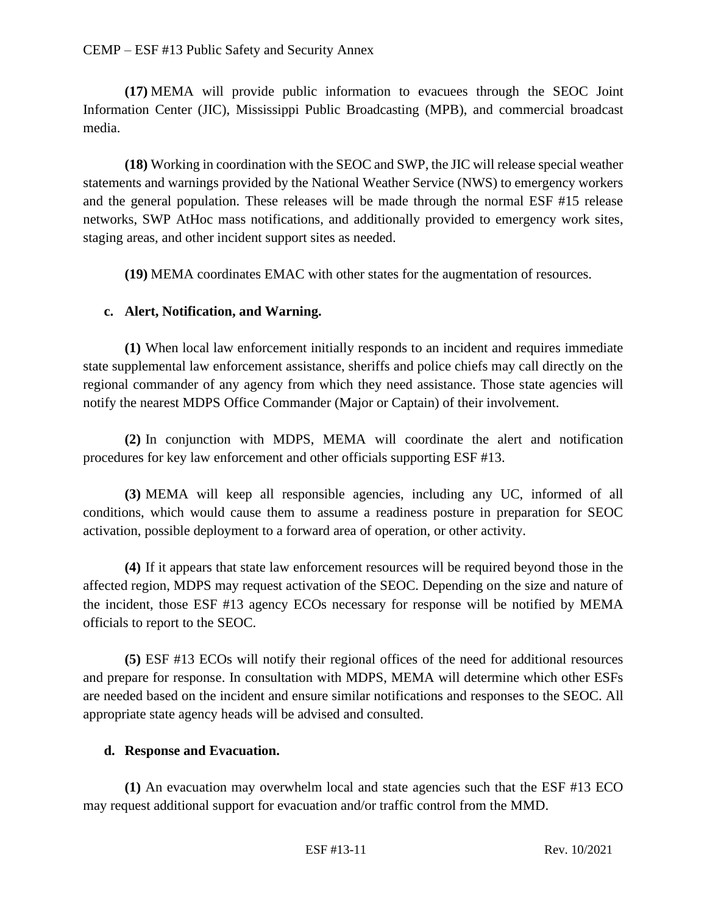**(17)** MEMA will provide public information to evacuees through the SEOC Joint Information Center (JIC), Mississippi Public Broadcasting (MPB), and commercial broadcast media.

**(18)** Working in coordination with the SEOC and SWP, the JIC will release special weather statements and warnings provided by the National Weather Service (NWS) to emergency workers and the general population. These releases will be made through the normal ESF #15 release networks, SWP AtHoc mass notifications, and additionally provided to emergency work sites, staging areas, and other incident support sites as needed.

**(19)** MEMA coordinates EMAC with other states for the augmentation of resources.

**c. Alert, Notification, and Warning.**

**(1)** When local law enforcement initially responds to an incident and requires immediate state supplemental law enforcement assistance, sheriffs and police chiefs may call directly on the regional commander of any agency from which they need assistance. Those state agencies will notify the nearest MDPS Office Commander (Major or Captain) of their involvement.

**(2)** In conjunction with MDPS, MEMA will coordinate the alert and notification procedures for key law enforcement and other officials supporting ESF #13.

**(3)** MEMA will keep all responsible agencies, including any UC, informed of all conditions, which would cause them to assume a readiness posture in preparation for SEOC activation, possible deployment to a forward area of operation, or other activity.

**(4)** If it appears that state law enforcement resources will be required beyond those in the affected region, MDPS may request activation of the SEOC. Depending on the size and nature of the incident, those ESF #13 agency ECOs necessary for response will be notified by MEMA officials to report to the SEOC.

**(5)** ESF #13 ECOs will notify their regional offices of the need for additional resources and prepare for response. In consultation with MDPS, MEMA will determine which other ESFs are needed based on the incident and ensure similar notifications and responses to the SEOC. All appropriate state agency heads will be advised and consulted.

**d. Response and Evacuation.**

**(1)** An evacuation may overwhelm local and state agencies such that the ESF #13 ECO may request additional support for evacuation and/or traffic control from the MMD.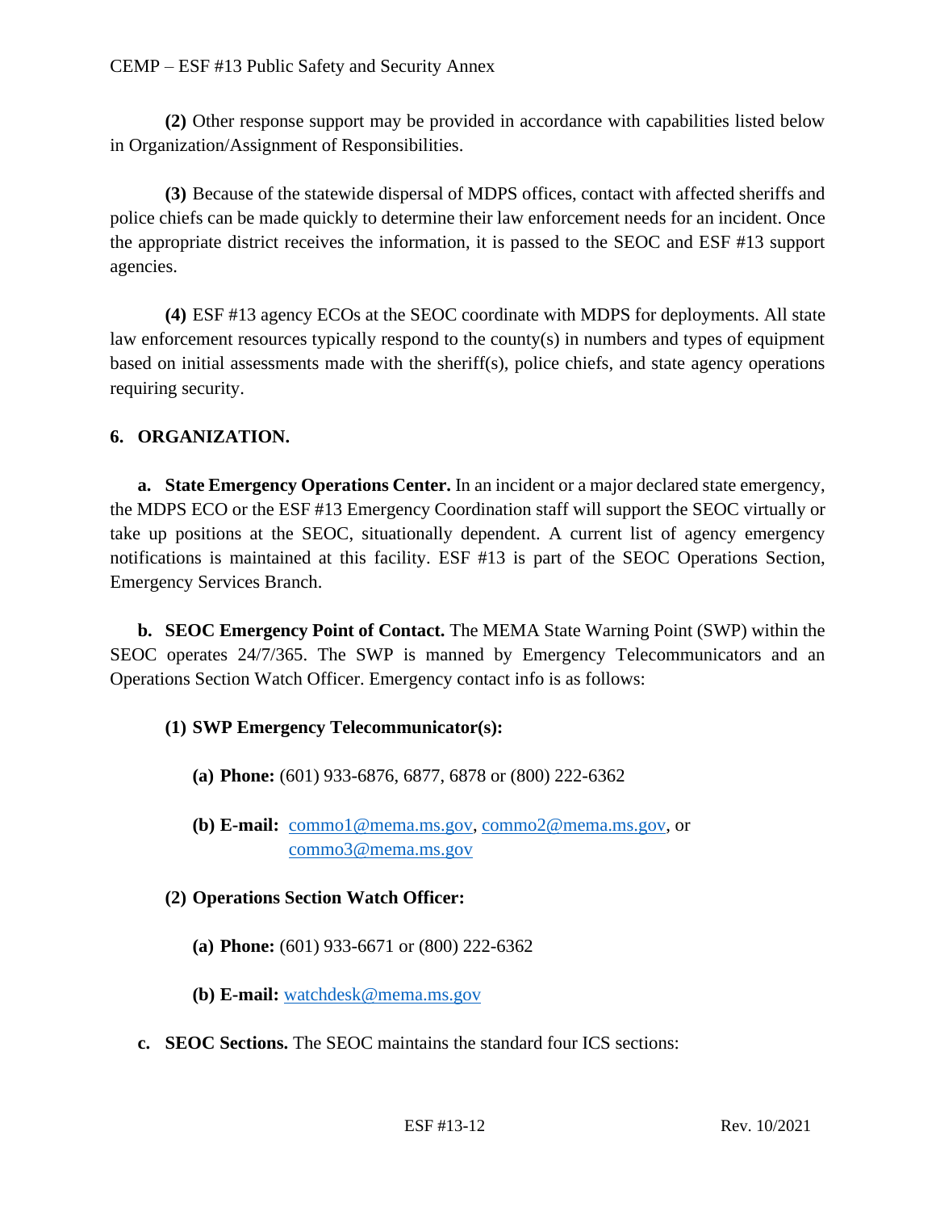**(2)** Other response support may be provided in accordance with capabilities listed below in Organization/Assignment of Responsibilities.

**(3)** Because of the statewide dispersal of MDPS offices, contact with affected sheriffs and police chiefs can be made quickly to determine their law enforcement needs for an incident. Once the appropriate district receives the information, it is passed to the SEOC and ESF #13 support agencies.

**(4)** ESF #13 agency ECOs at the SEOC coordinate with MDPS for deployments. All state law enforcement resources typically respond to the county(s) in numbers and types of equipment based on initial assessments made with the sheriff(s), police chiefs, and state agency operations requiring security.

## 6. ORGANIZATION.

**a. State Emergency Operations Center.** In an incident or a major declared state emergency, the MDPS ECO or the ESF #13 Emergency Coordination staff will support the SEOC virtually or take up positions at the SEOC, situationally dependent. A current list of agency emergency notifications is maintained at this facility. ESF #13 is part of the SEOC Operations Section, Emergency Services Branch.

**b. SEOC Emergency Point of Contact.** The MEMA State Warning Point (SWP) within the SEOC operates 24/7/365. The SWP is manned by Emergency Telecommunicators and an Operations Section Watch Officer. Emergency contact info is as follows:

**(1) SWP Emergency Telecommunicator(s):**

**(a) Phone:** (601) 933-6876, 6877, 6878 or (800) 222-6362

**(b) E-mail:** commo1@mema.ms.gov, commo2@mema.ms.gov, or commo3@mema.ms.gov

**(2) Operations Section Watch Officer:**

**(a) Phone:** (601) 933-6671 or (800) 222-6362

**(b) E-mail:** watchdesk@mema.ms.gov

**c. SEOC Sections.** The SEOC maintains the standard four ICS sections: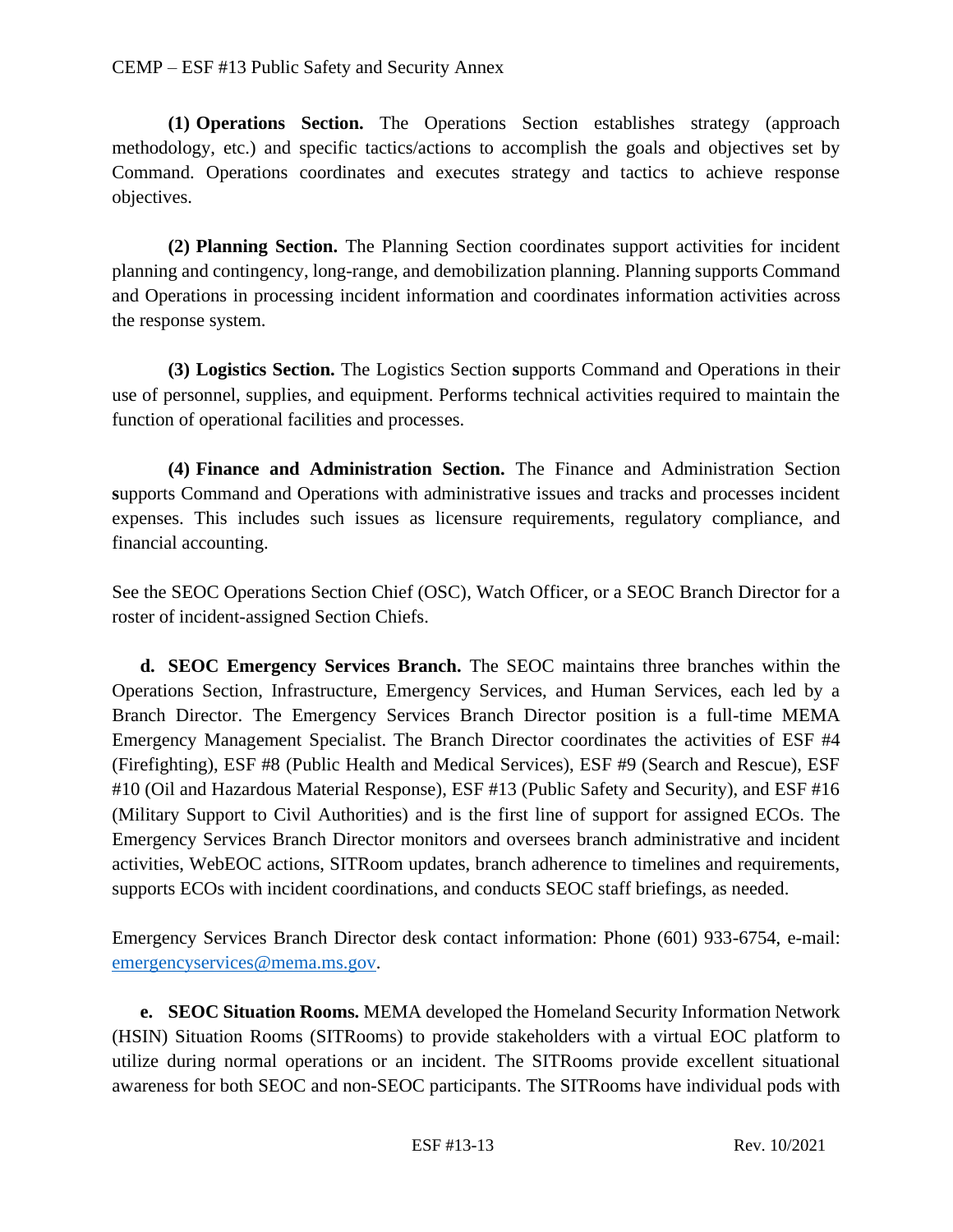**(1) Operations Section.** The Operations Section establishes strategy (approach methodology, etc.) and specific tactics/actions to accomplish the goals and objectives set by Command. Operations coordinates and executes strategy and tactics to achieve response objectives.

**(2) Planning Section.** The Planning Section coordinates support activities for incident planning and contingency, long-range, and demobilization planning. Planning supports Command and Operations in processing incident information and coordinates information activities across the response system.

**(3) Logistics Section.** The Logistics Section **s**upports Command and Operations in their use of personnel, supplies, and equipment. Performs technical activities required to maintain the function of operational facilities and processes.

**(4) Finance and Administration Section.** The Finance and Administration Section **s**upports Command and Operations with administrative issues and tracks and processes incident expenses. This includes such issues as licensure requirements, regulatory compliance, and financial accounting.

See the SEOC Operations Section Chief (OSC), Watch Officer, or a SEOC Branch Director for a roster of incident-assigned Section Chiefs.

**d. SEOC Emergency Services Branch.** The SEOC maintains three branches within the Operations Section, Infrastructure, Emergency Services, and Human Services, each led by a Branch Director. The Emergency Services Branch Director position is a full-time MEMA Emergency Management Specialist. The Branch Director coordinates the activities of ESF #4 (Firefighting), ESF #8 (Public Health and Medical Services), ESF #9 (Search and Rescue), ESF #10 (Oil and Hazardous Material Response), ESF #13 (Public Safety and Security), and ESF #16 (Military Support to Civil Authorities) and is the first line of support for assigned ECOs. The Emergency Services Branch Director monitors and oversees branch administrative and incident activities, WebEOC actions, SITRoom updates, branch adherence to timelines and requirements, supports ECOs with incident coordinations, and conducts SEOC staff briefings, as needed.

Emergency Services Branch Director desk contact information: Phone (601) 933-6754, e-mail: emergencyservices@mema.ms.gov.

**e. SEOC Situation Rooms.** MEMA developed the Homeland Security Information Network (HSIN) Situation Rooms (SITRooms) to provide stakeholders with a virtual EOC platform to utilize during normal operations or an incident. The SITRooms provide excellent situational awareness for both SEOC and non-SEOC participants. The SITRooms have individual pods with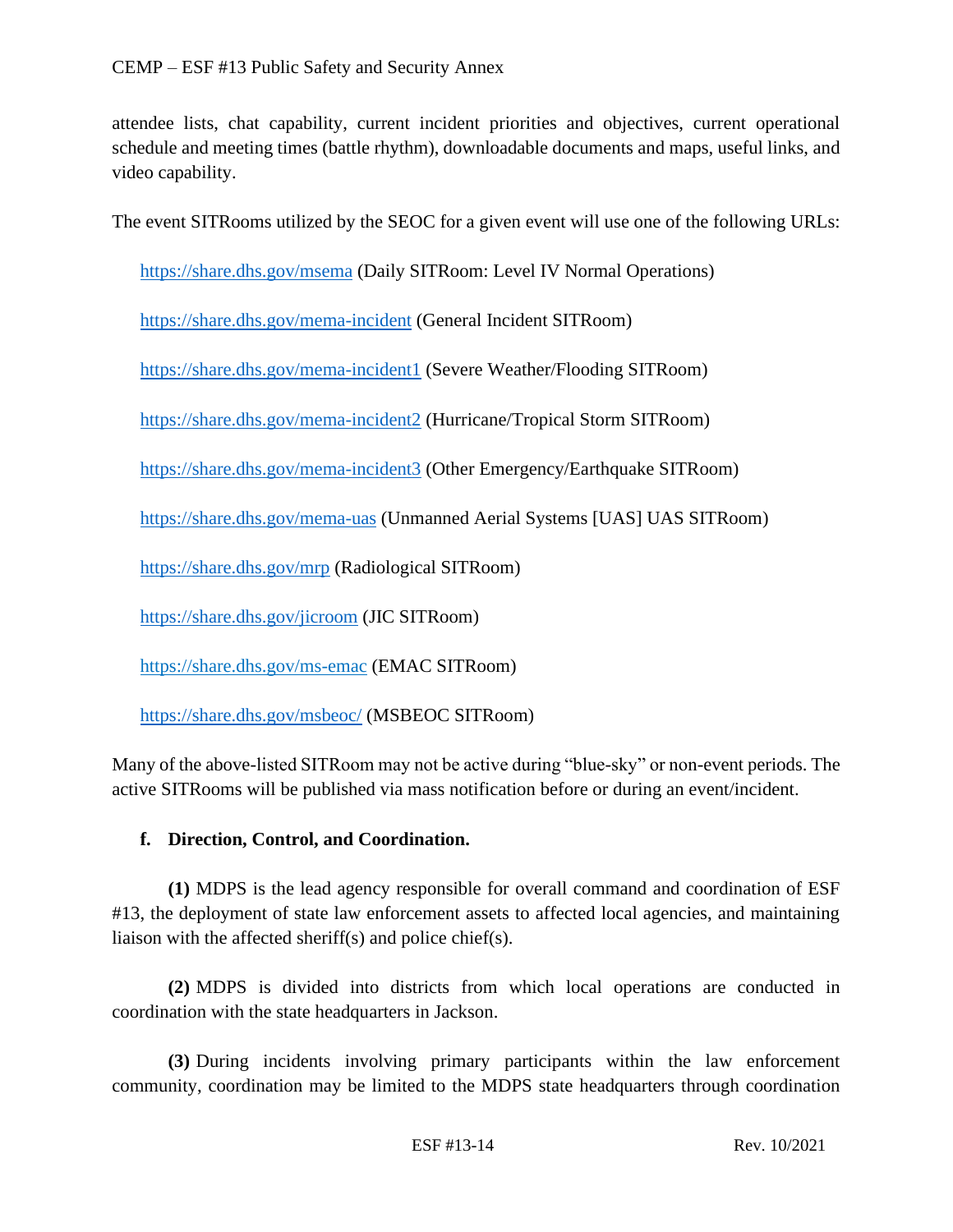attendee lists, chat capability, current incident priorities and objectives, current operational schedule and meeting times (battle rhythm), downloadable documents and maps, useful links, and video capability.

The event SITRooms utilized by the SEOC for a given event will use one of the following URLs:

https://share.dhs.gov/msema (Daily SITRoom: Level IV Normal Operations)

https://share.dhs.gov/mema-incident (General Incident SITRoom)

https://share.dhs.gov/mema-incident1 (Severe Weather/Flooding SITRoom)

https://share.dhs.gov/mema-incident2 (Hurricane/Tropical Storm SITRoom)

https://share.dhs.gov/mema-incident3 (Other Emergency/Earthquake SITRoom)

https://share.dhs.gov/mema-uas (Unmanned Aerial Systems [UAS] UAS SITRoom)

https://share.dhs.gov/mrp (Radiological SITRoom)

https://share.dhs.gov/jicroom (JIC SITRoom)

https://share.dhs.gov/ms-emac (EMAC SITRoom)

https://share.dhs.gov/msbeoc/ (MSBEOC SITRoom)

Many of the above-listed SITRoom may not be active during "blue-sky" or non-event periods. The active SITRooms will be published via mass notification before or during an event/incident.

**f. Direction, Control, and Coordination.**

**(1)** MDPS is the lead agency responsible for overall command and coordination of ESF #13, the deployment of state law enforcement assets to affected local agencies, and maintaining liaison with the affected sheriff(s) and police chief(s).

**(2)** MDPS is divided into districts from which local operations are conducted in coordination with the state headquarters in Jackson.

**(3)** During incidents involving primary participants within the law enforcement community, coordination may be limited to the MDPS state headquarters through coordination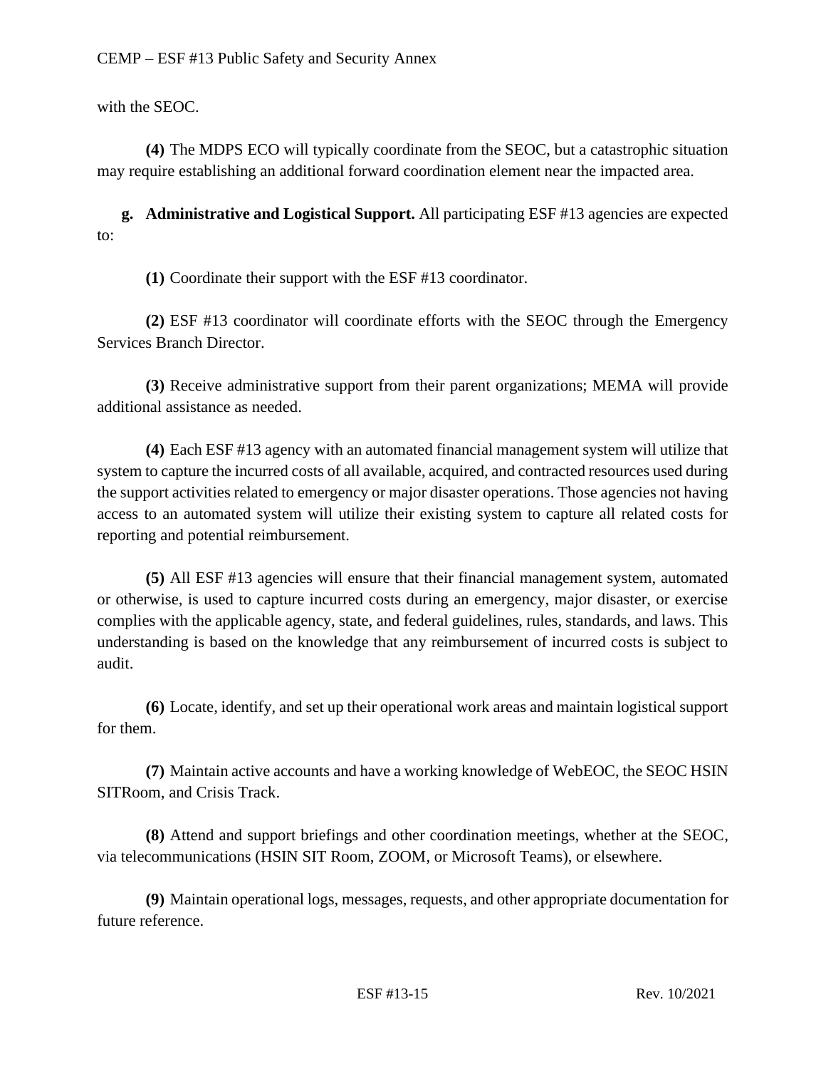with the SEOC.

**(4)** The MDPS ECO will typically coordinate from the SEOC, but a catastrophic situation may require establishing an additional forward coordination element near the impacted area.

**g. Administrative and Logistical Support.** All participating ESF #13 agencies are expected to:

**(1)** Coordinate their support with the ESF #13 coordinator.

**(2)** ESF #13 coordinator will coordinate efforts with the SEOC through the Emergency Services Branch Director.

**(3)** Receive administrative support from their parent organizations; MEMA will provide additional assistance as needed.

**(4)** Each ESF #13 agency with an automated financial management system will utilize that system to capture the incurred costs of all available, acquired, and contracted resources used during the support activities related to emergency or major disaster operations. Those agencies not having access to an automated system will utilize their existing system to capture all related costs for reporting and potential reimbursement.

**(5)** All ESF #13 agencies will ensure that their financial management system, automated or otherwise, is used to capture incurred costs during an emergency, major disaster, or exercise complies with the applicable agency, state, and federal guidelines, rules, standards, and laws. This understanding is based on the knowledge that any reimbursement of incurred costs is subject to audit.

**(6)** Locate, identify, and set up their operational work areas and maintain logistical support for them.

**(7)** Maintain active accounts and have a working knowledge of WebEOC, the SEOC HSIN SITRoom, and Crisis Track.

**(8)** Attend and support briefings and other coordination meetings, whether at the SEOC, via telecommunications (HSIN SIT Room, ZOOM, or Microsoft Teams), or elsewhere.

**(9)** Maintain operational logs, messages, requests, and other appropriate documentation for future reference.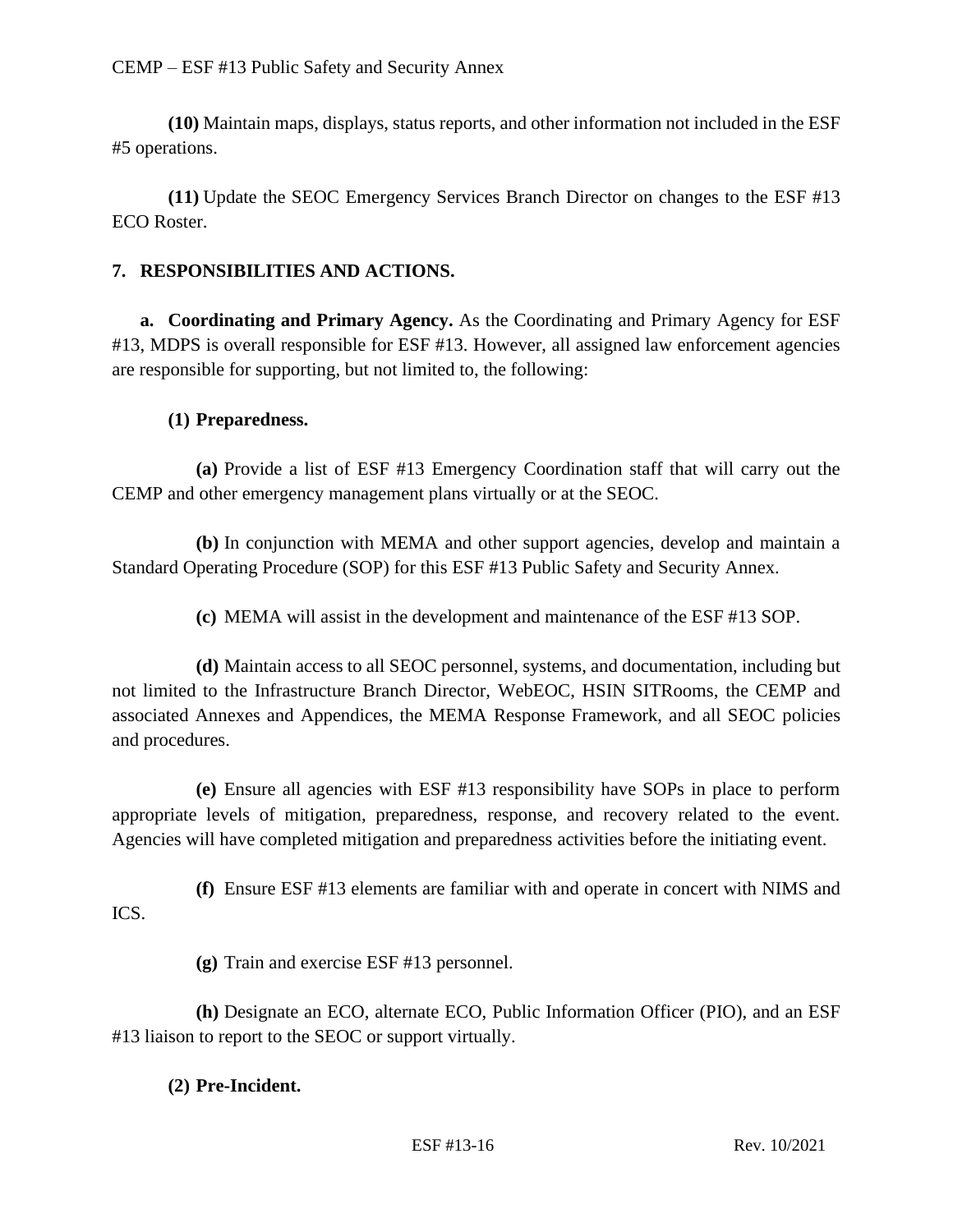**(10)** Maintain maps, displays, status reports, and other information not included in the ESF #5 operations.

**(11)** Update the SEOC Emergency Services Branch Director on changes to the ESF #13 ECO Roster.

## 7. RESPONSIBILITIES AND ACTIONS.

**a. Coordinating and Primary Agency.** As the Coordinating and Primary Agency for ESF #13, MDPS is overall responsible for ESF #13. However, all assigned law enforcement agencies are responsible for supporting, but not limited to, the following:

**(1) Preparedness.**

**(a)** Provide a list of ESF #13 Emergency Coordination staff that will carry out the CEMP and other emergency management plans virtually or at the SEOC.

**(b)** In conjunction with MEMA and other support agencies, develop and maintain a Standard Operating Procedure (SOP) for this ESF #13 Public Safety and Security Annex.

**(c)** MEMA will assist in the development and maintenance of the ESF #13 SOP.

**(d)** Maintain access to all SEOC personnel, systems, and documentation, including but not limited to the Infrastructure Branch Director, WebEOC, HSIN SITRooms, the CEMP and associated Annexes and Appendices, the MEMA Response Framework, and all SEOC policies and procedures.

**(e)** Ensure all agencies with ESF #13 responsibility have SOPs in place to perform appropriate levels of mitigation, preparedness, response, and recovery related to the event. Agencies will have completed mitigation and preparedness activities before the initiating event.

**(f)** Ensure ESF #13 elements are familiar with and operate in concert with NIMS and ICS.

**(g)** Train and exercise ESF #13 personnel.

**(h)** Designate an ECO, alternate ECO, Public Information Officer (PIO), and an ESF #13 liaison to report to the SEOC or support virtually.

**(2) Pre-Incident.**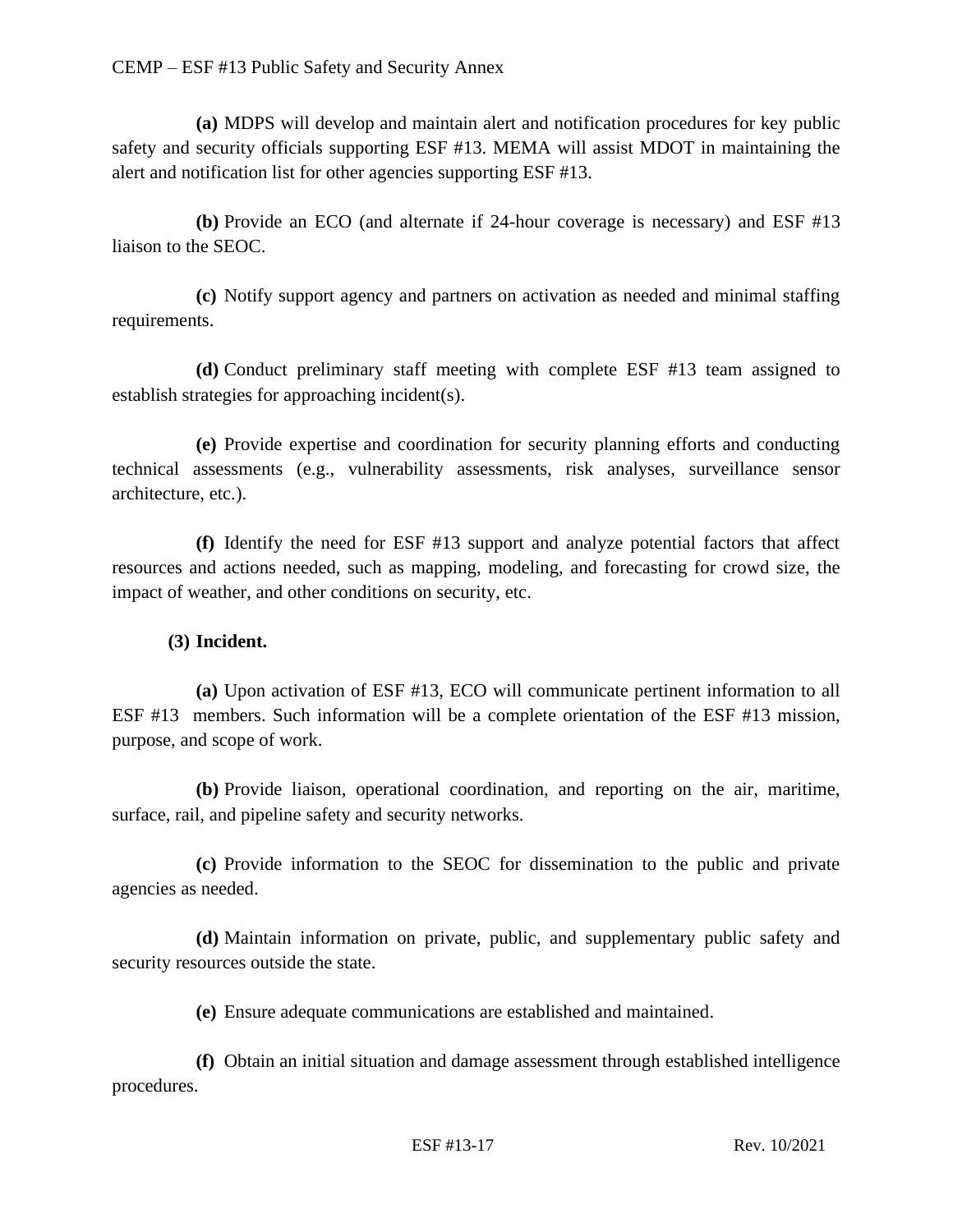**(a)** MDPS will develop and maintain alert and notification procedures for key public safety and security officials supporting ESF #13. MEMA will assist MDOT in maintaining the alert and notification list for other agencies supporting ESF #13.

**(b)** Provide an ECO (and alternate if 24-hour coverage is necessary) and ESF #13 liaison to the SEOC.

**(c)** Notify support agency and partners on activation as needed and minimal staffing requirements.

**(d)** Conduct preliminary staff meeting with complete ESF #13 team assigned to establish strategies for approaching incident(s).

**(e)** Provide expertise and coordination for security planning efforts and conducting technical assessments (e.g., vulnerability assessments, risk analyses, surveillance sensor architecture, etc.).

**(f)** Identify the need for ESF #13 support and analyze potential factors that affect resources and actions needed, such as mapping, modeling, and forecasting for crowd size, the impact of weather, and other conditions on security, etc.

**(3) Incident.**

**(a)** Upon activation of ESF #13, ECO will communicate pertinent information to all ESF #13 members. Such information will be a complete orientation of the ESF #13 mission, purpose, and scope of work.

**(b)** Provide liaison, operational coordination, and reporting on the air, maritime, surface, rail, and pipeline safety and security networks.

**(c)** Provide information to the SEOC for dissemination to the public and private agencies as needed.

**(d)** Maintain information on private, public, and supplementary public safety and security resources outside the state.

**(e)** Ensure adequate communications are established and maintained.

**(f)** Obtain an initial situation and damage assessment through established intelligence procedures.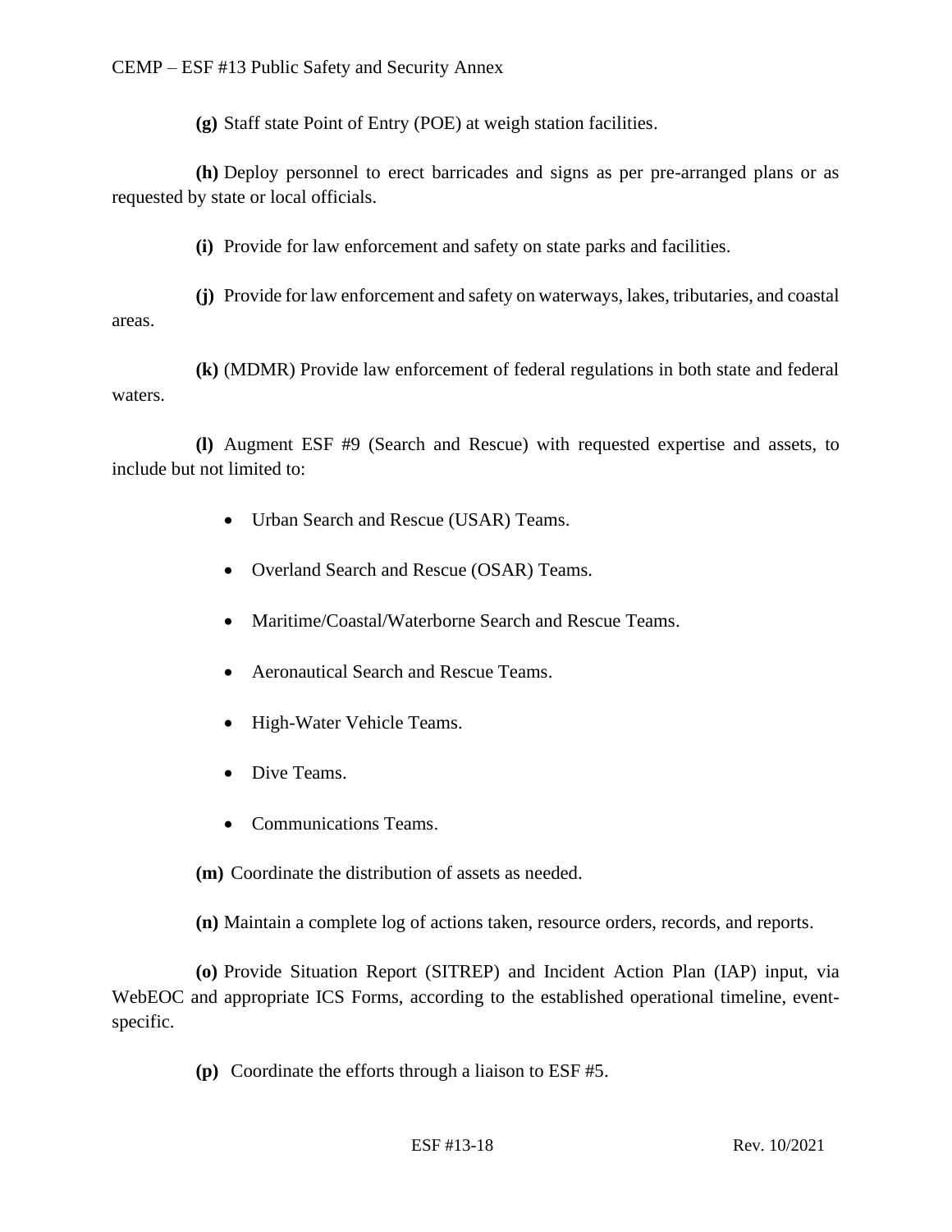**(g)** Staff state Point of Entry (POE) at weigh station facilities.

**(h)** Deploy personnel to erect barricades and signs as per pre-arranged plans or as requested by state or local officials.

**(i)** Provide for law enforcement and safety on state parks and facilities.

**(j)** Provide for law enforcement and safety on waterways, lakes, tributaries, and coastal areas.

**(k)** (MDMR) Provide law enforcement of federal regulations in both state and federal waters.

**(l)** Augment ESF #9 (Search and Rescue) with requested expertise and assets, to include but not limited to:

- Urban Search and Rescue (USAR) Teams.
- Overland Search and Rescue (OSAR) Teams.
- Maritime/Coastal/Waterborne Search and Rescue Teams.
- Aeronautical Search and Rescue Teams.
- High-Water Vehicle Teams.
- Dive Teams.
- Communications Teams.

**(m)** Coordinate the distribution of assets as needed.

**(n)** Maintain a complete log of actions taken, resource orders, records, and reports.

**(o)** Provide Situation Report (SITREP) and Incident Action Plan (IAP) input, via WebEOC and appropriate ICS Forms, according to the established operational timeline, event-specific.

**(p)** Coordinate the efforts through a liaison to ESF #5.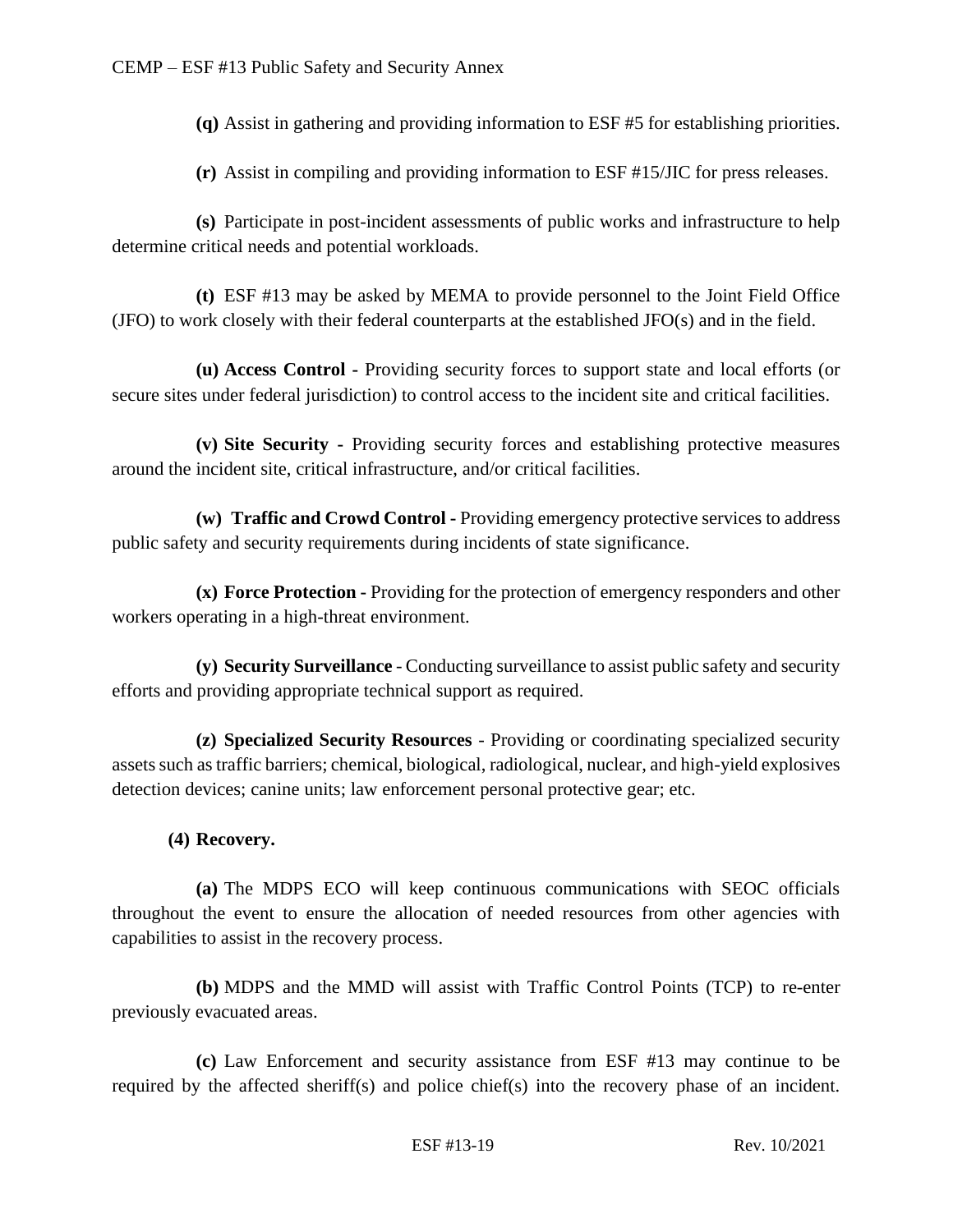**(q)** Assist in gathering and providing information to ESF #5 for establishing priorities.

**(r)** Assist in compiling and providing information to ESF #15/JIC for press releases.

**(s)** Participate in post-incident assessments of public works and infrastructure to help determine critical needs and potential workloads.

**(t)** ESF #13 may be asked by MEMA to provide personnel to the Joint Field Office (JFO) to work closely with their federal counterparts at the established JFO(s) and in the field.

**(u) Access Control -** Providing security forces to support state and local efforts (or secure sites under federal jurisdiction) to control access to the incident site and critical facilities.

**(v) Site Security -** Providing security forces and establishing protective measures around the incident site, critical infrastructure, and/or critical facilities.

**(w) Traffic and Crowd Control -** Providing emergency protective services to address public safety and security requirements during incidents of state significance.

**(x) Force Protection -** Providing for the protection of emergency responders and other workers operating in a high-threat environment.

**(y) Security Surveillance -** Conducting surveillance to assist public safety and security efforts and providing appropriate technical support as required.

**(z) Specialized Security Resources** - Providing or coordinating specialized security assets such as traffic barriers; chemical, biological, radiological, nuclear, and high-yield explosives detection devices; canine units; law enforcement personal protective gear; etc.

**(4) Recovery.**

**(a)** The MDPS ECO will keep continuous communications with SEOC officials throughout the event to ensure the allocation of needed resources from other agencies with capabilities to assist in the recovery process.

**(b)** MDPS and the MMD will assist with Traffic Control Points (TCP) to re-enter previously evacuated areas.

**(c)** Law Enforcement and security assistance from ESF #13 may continue to be required by the affected sheriff(s) and police chief(s) into the recovery phase of an incident.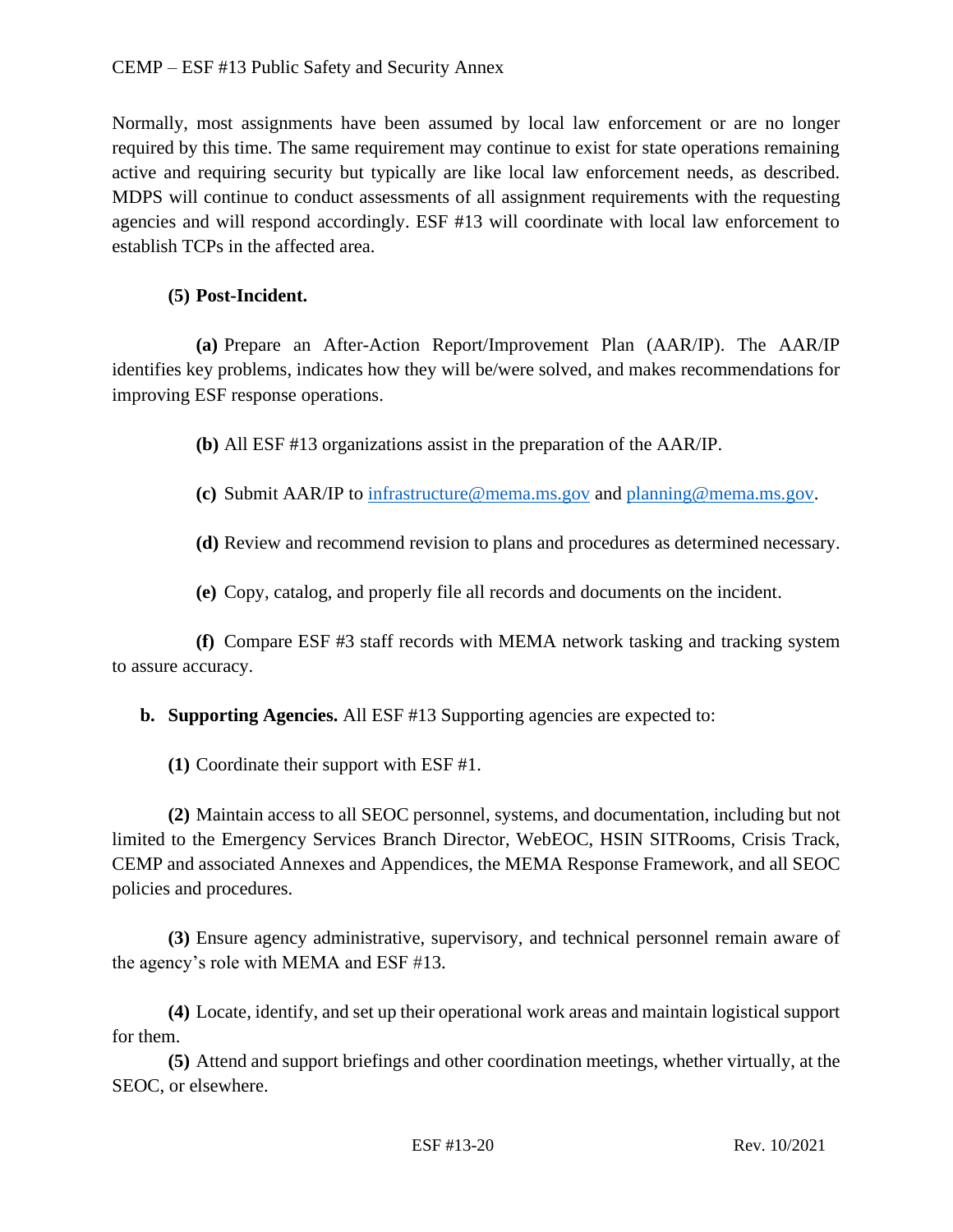Normally, most assignments have been assumed by local law enforcement or are no longer required by this time. The same requirement may continue to exist for state operations remaining active and requiring security but typically are like local law enforcement needs, as described. MDPS will continue to conduct assessments of all assignment requirements with the requesting agencies and will respond accordingly. ESF #13 will coordinate with local law enforcement to establish TCPs in the affected area.

**(5) Post-Incident.**

**(a)** Prepare an After-Action Report/Improvement Plan (AAR/IP). The AAR/IP identifies key problems, indicates how they will be/were solved, and makes recommendations for improving ESF response operations.

**(b)** All ESF #13 organizations assist in the preparation of the AAR/IP.

**(c)** Submit AAR/IP to infrastructure@mema.ms.gov and planning@mema.ms.gov.

**(d)** Review and recommend revision to plans and procedures as determined necessary.

**(e)** Copy, catalog, and properly file all records and documents on the incident.

**(f)** Compare ESF #3 staff records with MEMA network tasking and tracking system to assure accuracy.

**b. Supporting Agencies.** All ESF #13 Supporting agencies are expected to:

**(1)** Coordinate their support with ESF #1.

**(2)** Maintain access to all SEOC personnel, systems, and documentation, including but not limited to the Emergency Services Branch Director, WebEOC, HSIN SITRooms, Crisis Track, CEMP and associated Annexes and Appendices, the MEMA Response Framework, and all SEOC policies and procedures.

**(3)** Ensure agency administrative, supervisory, and technical personnel remain aware of the agency's role with MEMA and ESF #13.

**(4)** Locate, identify, and set up their operational work areas and maintain logistical support for them.

**(5)** Attend and support briefings and other coordination meetings, whether virtually, at the SEOC, or elsewhere.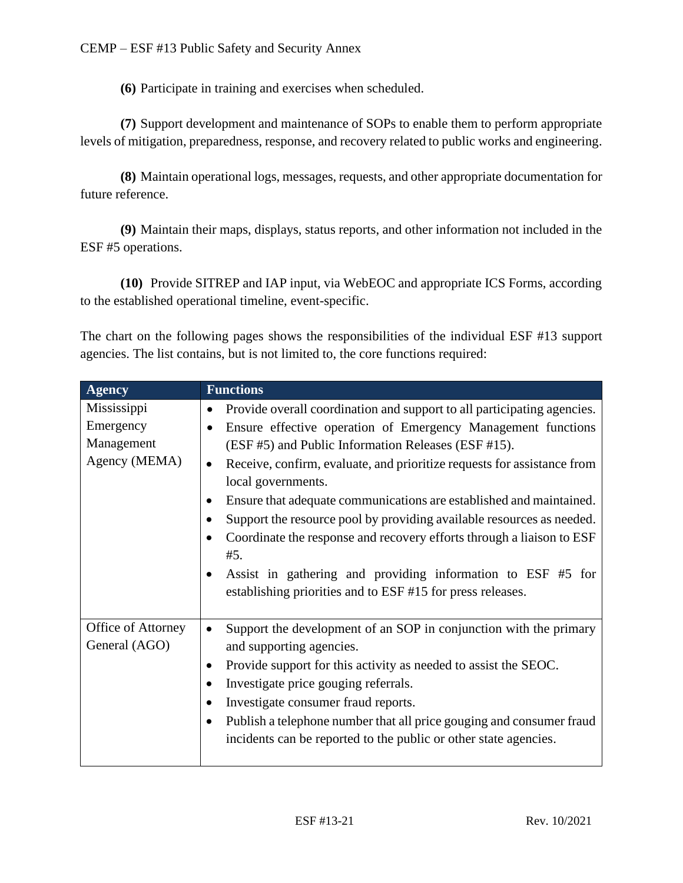**(6)** Participate in training and exercises when scheduled.

**(7)** Support development and maintenance of SOPs to enable them to perform appropriate levels of mitigation, preparedness, response, and recovery related to public works and engineering.

**(8)** Maintain operational logs, messages, requests, and other appropriate documentation for future reference.

**(9)** Maintain their maps, displays, status reports, and other information not included in the ESF #5 operations.

**(10)** Provide SITREP and IAP input, via WebEOC and appropriate ICS Forms, according to the established operational timeline, event-specific.

The chart on the following pages shows the responsibilities of the individual ESF #13 support agencies. The list contains, but is not limited to, the core functions required:

| Agency | Functions |
| --- | --- |
| Mississippi Emergency Management Agency (MEMA) | • Provide overall coordination and support to all participating agencies.<br>• Ensure effective operation of Emergency Management functions (ESF #5) and Public Information Releases (ESF #15).<br>• Receive, confirm, evaluate, and prioritize requests for assistance from local governments.<br>• Ensure that adequate communications are established and maintained.<br>• Support the resource pool by providing available resources as needed.<br>• Coordinate the response and recovery efforts through a liaison to ESF #5.<br>• Assist in gathering and providing information to ESF #5 for establishing priorities and to ESF #15 for press releases. |
| Office of Attorney General (AGO) | • Support the development of an SOP in conjunction with the primary and supporting agencies.<br>• Provide support for this activity as needed to assist the SEOC.<br>• Investigate price gouging referrals.<br>• Investigate consumer fraud reports.<br>• Publish a telephone number that all price gouging and consumer fraud incidents can be reported to the public or other state agencies. |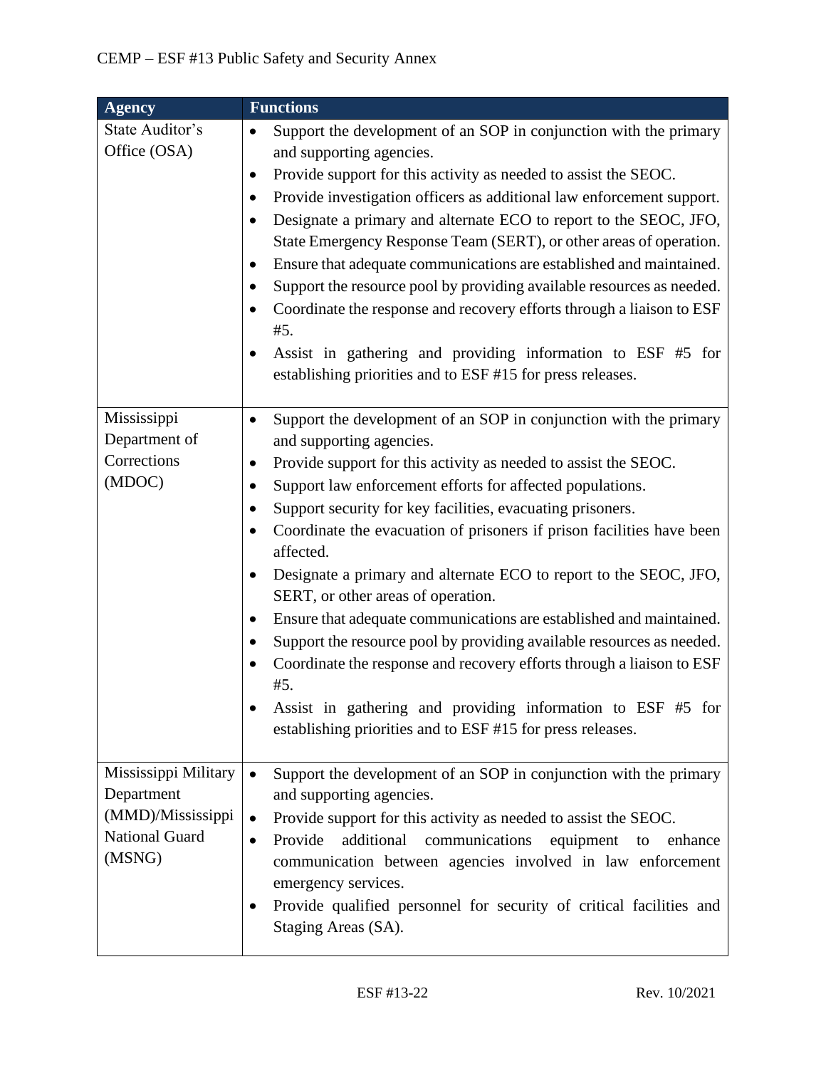| Agency | Functions |
|---|---|
| State Auditor's Office (OSA) | • Support the development of an SOP in conjunction with the primary and supporting agencies.<br>• Provide support for this activity as needed to assist the SEOC.<br>• Provide investigation officers as additional law enforcement support.<br>• Designate a primary and alternate ECO to report to the SEOC, JFO, State Emergency Response Team (SERT), or other areas of operation.<br>• Ensure that adequate communications are established and maintained.<br>• Support the resource pool by providing available resources as needed.<br>• Coordinate the response and recovery efforts through a liaison to ESF #5.<br>• Assist in gathering and providing information to ESF #5 for establishing priorities and to ESF #15 for press releases. |
| Mississippi Department of Corrections (MDOC) | • Support the development of an SOP in conjunction with the primary and supporting agencies.<br>• Provide support for this activity as needed to assist the SEOC.<br>• Support law enforcement efforts for affected populations.<br>• Support security for key facilities, evacuating prisoners.<br>• Coordinate the evacuation of prisoners if prison facilities have been affected.<br>• Designate a primary and alternate ECO to report to the SEOC, JFO, SERT, or other areas of operation.<br>• Ensure that adequate communications are established and maintained.<br>• Support the resource pool by providing available resources as needed.<br>• Coordinate the response and recovery efforts through a liaison to ESF #5.<br>• Assist in gathering and providing information to ESF #5 for establishing priorities and to ESF #15 for press releases. |
| Mississippi Military Department (MMD)/Mississippi National Guard (MSNG) | • Support the development of an SOP in conjunction with the primary and supporting agencies.<br>• Provide support for this activity as needed to assist the SEOC.<br>• Provide additional communications equipment to enhance communication between agencies involved in law enforcement emergency services.<br>• Provide qualified personnel for security of critical facilities and Staging Areas (SA). |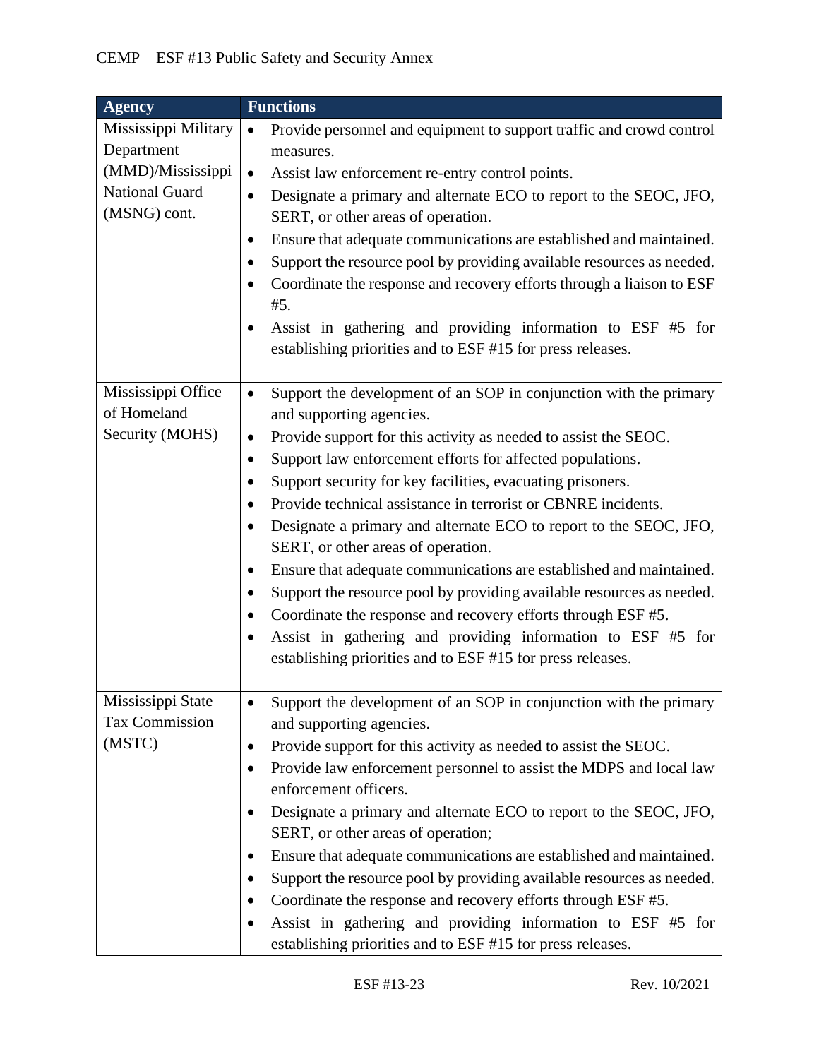| Agency | Functions |
| --- | --- |
| Mississippi Military Department (MMD)/Mississippi National Guard (MSNG) cont. | • Provide personnel and equipment to support traffic and crowd control measures.<br>• Assist law enforcement re-entry control points.<br>• Designate a primary and alternate ECO to report to the SEOC, JFO, SERT, or other areas of operation.<br>• Ensure that adequate communications are established and maintained.<br>• Support the resource pool by providing available resources as needed.<br>• Coordinate the response and recovery efforts through a liaison to ESF #5.<br>• Assist in gathering and providing information to ESF #5 for establishing priorities and to ESF #15 for press releases. |
| Mississippi Office of Homeland Security (MOHS) | • Support the development of an SOP in conjunction with the primary and supporting agencies.<br>• Provide support for this activity as needed to assist the SEOC.<br>• Support law enforcement efforts for affected populations.<br>• Support security for key facilities, evacuating prisoners.<br>• Provide technical assistance in terrorist or CBNRE incidents.<br>• Designate a primary and alternate ECO to report to the SEOC, JFO, SERT, or other areas of operation.<br>• Ensure that adequate communications are established and maintained.<br>• Support the resource pool by providing available resources as needed.<br>• Coordinate the response and recovery efforts through ESF #5.<br>• Assist in gathering and providing information to ESF #5 for establishing priorities and to ESF #15 for press releases. |
| Mississippi State Tax Commission (MSTC) | • Support the development of an SOP in conjunction with the primary and supporting agencies.<br>• Provide support for this activity as needed to assist the SEOC.<br>• Provide law enforcement personnel to assist the MDPS and local law enforcement officers.<br>• Designate a primary and alternate ECO to report to the SEOC, JFO, SERT, or other areas of operation;<br>• Ensure that adequate communications are established and maintained.<br>• Support the resource pool by providing available resources as needed.<br>• Coordinate the response and recovery efforts through ESF #5.<br>• Assist in gathering and providing information to ESF #5 for establishing priorities and to ESF #15 for press releases. |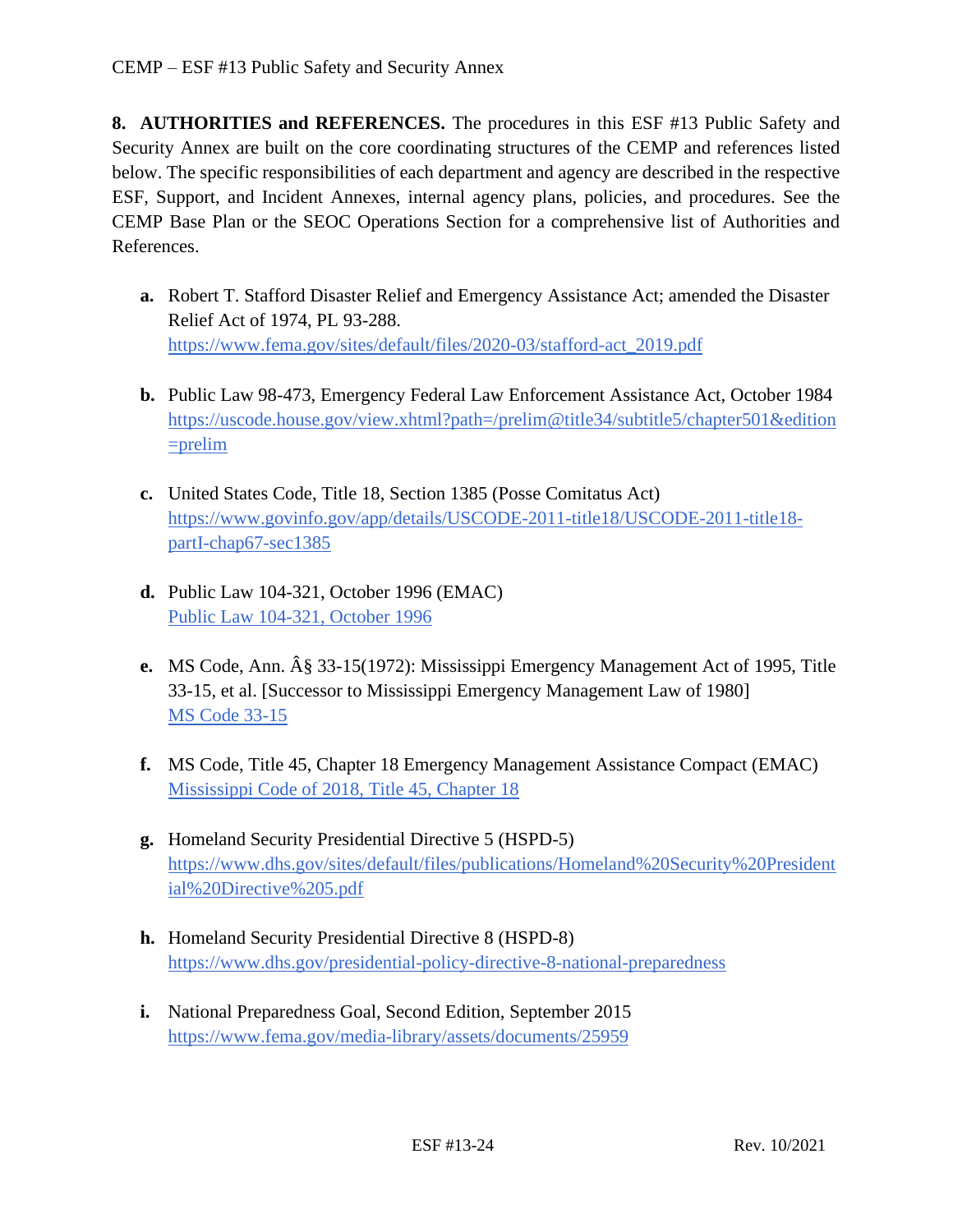**8. AUTHORITIES and REFERENCES.** The procedures in this ESF #13 Public Safety and Security Annex are built on the core coordinating structures of the CEMP and references listed below. The specific responsibilities of each department and agency are described in the respective ESF, Support, and Incident Annexes, internal agency plans, policies, and procedures. See the CEMP Base Plan or the SEOC Operations Section for a comprehensive list of Authorities and References.

- **a.** Robert T. Stafford Disaster Relief and Emergency Assistance Act; amended the Disaster Relief Act of 1974, PL 93-288.
  https://www.fema.gov/sites/default/files/2020-03/stafford-act_2019.pdf

- **b.** Public Law 98-473, Emergency Federal Law Enforcement Assistance Act, October 1984
  https://uscode.house.gov/view.xhtml?path=/prelim@title34/subtitle5/chapter501&edition=prelim

- **c.** United States Code, Title 18, Section 1385 (Posse Comitatus Act)
  https://www.govinfo.gov/app/details/USCODE-2011-title18/USCODE-2011-title18-partI-chap67-sec1385

- **d.** Public Law 104-321, October 1996 (EMAC)
  Public Law 104-321, October 1996

- **e.** MS Code, Ann. Â§ 33-15(1972): Mississippi Emergency Management Act of 1995, Title 33-15, et al. [Successor to Mississippi Emergency Management Law of 1980]
  MS Code 33-15

- **f.** MS Code, Title 45, Chapter 18 Emergency Management Assistance Compact (EMAC)
  Mississippi Code of 2018, Title 45, Chapter 18

- **g.** Homeland Security Presidential Directive 5 (HSPD-5)
  https://www.dhs.gov/sites/default/files/publications/Homeland%20Security%20Presidential%20Directive%205.pdf

- **h.** Homeland Security Presidential Directive 8 (HSPD-8)
  https://www.dhs.gov/presidential-policy-directive-8-national-preparedness

- **i.** National Preparedness Goal, Second Edition, September 2015
  https://www.fema.gov/media-library/assets/documents/25959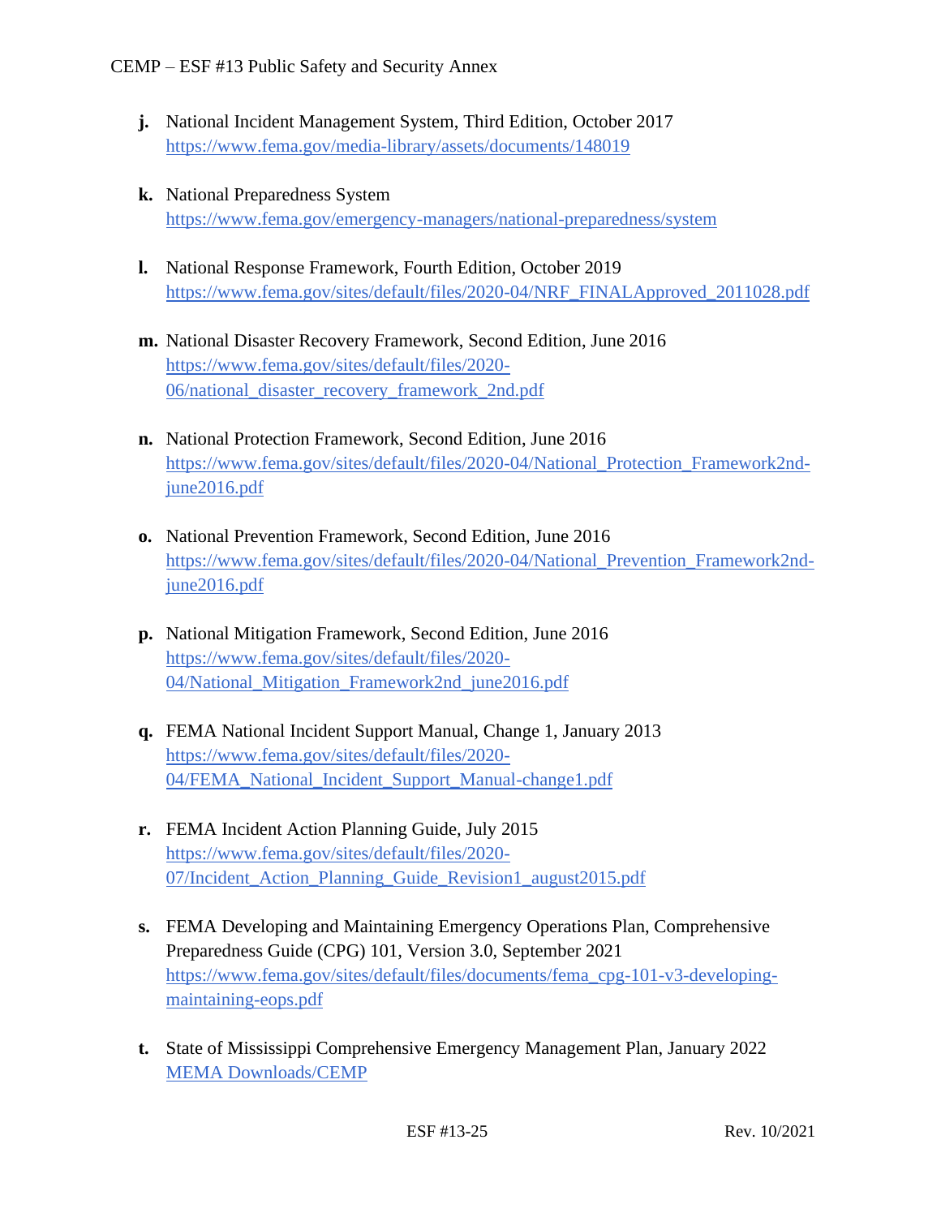j. National Incident Management System, Third Edition, October 2017
   https://www.fema.gov/media-library/assets/documents/148019

k. National Preparedness System
   https://www.fema.gov/emergency-managers/national-preparedness/system

l. National Response Framework, Fourth Edition, October 2019
   https://www.fema.gov/sites/default/files/2020-04/NRF_FINALApproved_2011028.pdf

m. National Disaster Recovery Framework, Second Edition, June 2016
   https://www.fema.gov/sites/default/files/2020-06/national_disaster_recovery_framework_2nd.pdf

n. National Protection Framework, Second Edition, June 2016
   https://www.fema.gov/sites/default/files/2020-04/National_Protection_Framework2nd-june2016.pdf

o. National Prevention Framework, Second Edition, June 2016
   https://www.fema.gov/sites/default/files/2020-04/National_Prevention_Framework2nd-june2016.pdf

p. National Mitigation Framework, Second Edition, June 2016
   https://www.fema.gov/sites/default/files/2020-04/National_Mitigation_Framework2nd_june2016.pdf

q. FEMA National Incident Support Manual, Change 1, January 2013
   https://www.fema.gov/sites/default/files/2020-04/FEMA_National_Incident_Support_Manual-change1.pdf

r. FEMA Incident Action Planning Guide, July 2015
   https://www.fema.gov/sites/default/files/2020-07/Incident_Action_Planning_Guide_Revision1_august2015.pdf

s. FEMA Developing and Maintaining Emergency Operations Plan, Comprehensive Preparedness Guide (CPG) 101, Version 3.0, September 2021
   https://www.fema.gov/sites/default/files/documents/fema_cpg-101-v3-developing-maintaining-eops.pdf

t. State of Mississippi Comprehensive Emergency Management Plan, January 2022
   MEMA Downloads/CEMP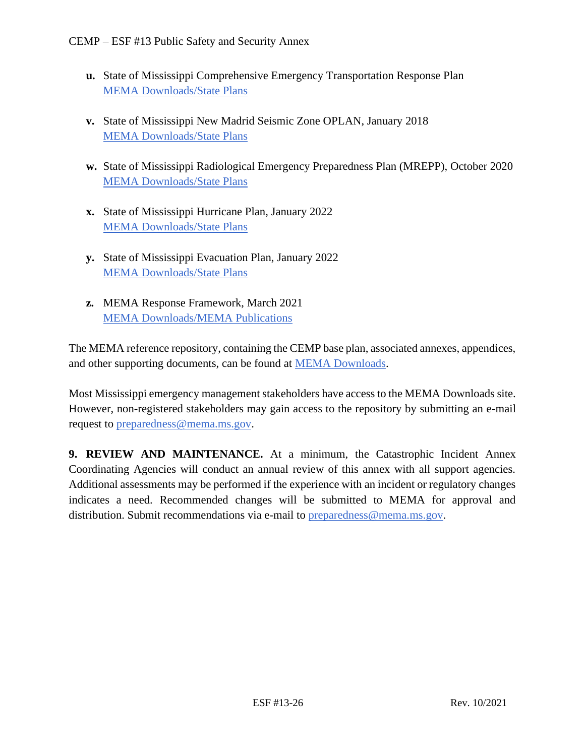u. State of Mississippi Comprehensive Emergency Transportation Response Plan
[MEMA Downloads/State Plans]

v. State of Mississippi New Madrid Seismic Zone OPLAN, January 2018
[MEMA Downloads/State Plans]

w. State of Mississippi Radiological Emergency Preparedness Plan (MREPP), October 2020
[MEMA Downloads/State Plans]

x. State of Mississippi Hurricane Plan, January 2022
[MEMA Downloads/State Plans]

y. State of Mississippi Evacuation Plan, January 2022
[MEMA Downloads/State Plans]

z. MEMA Response Framework, March 2021
[MEMA Downloads/MEMA Publications]

The MEMA reference repository, containing the CEMP base plan, associated annexes, appendices, and other supporting documents, can be found at MEMA Downloads.

Most Mississippi emergency management stakeholders have access to the MEMA Downloads site. However, non-registered stakeholders may gain access to the repository by submitting an e-mail request to preparedness@mema.ms.gov.

**9. REVIEW AND MAINTENANCE.** At a minimum, the Catastrophic Incident Annex Coordinating Agencies will conduct an annual review of this annex with all support agencies. Additional assessments may be performed if the experience with an incident or regulatory changes indicates a need. Recommended changes will be submitted to MEMA for approval and distribution. Submit recommendations via e-mail to preparedness@mema.ms.gov.